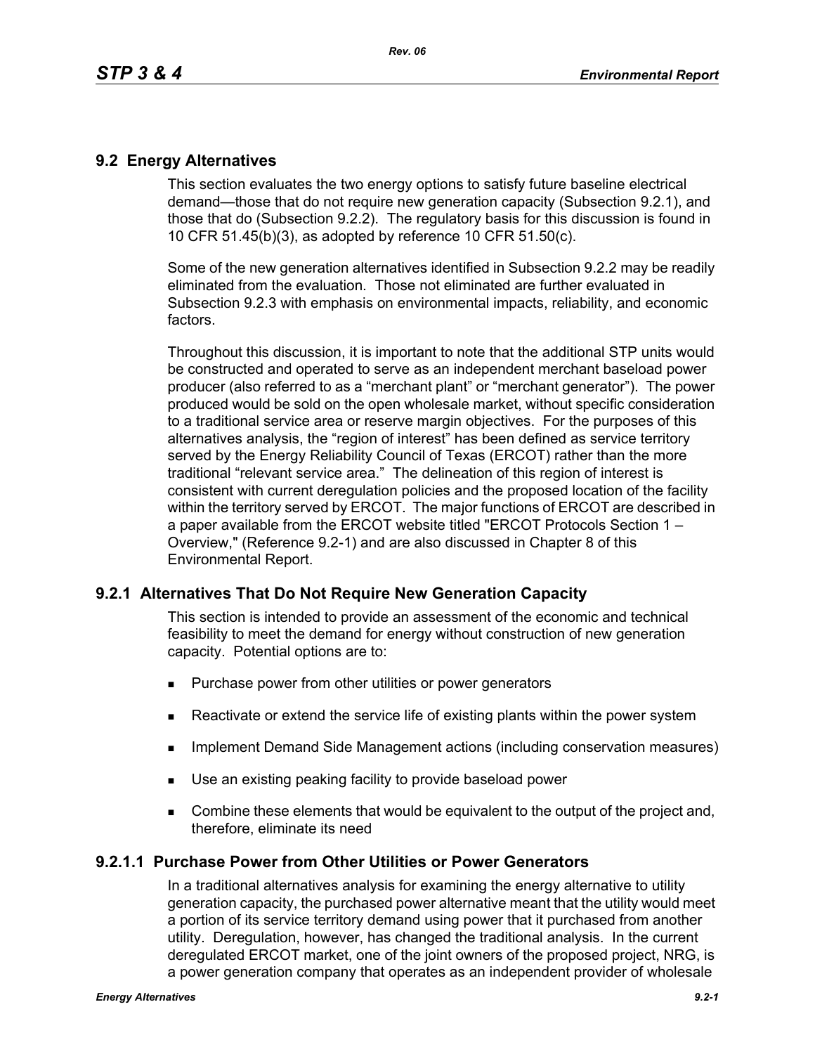## 9.2 Energy Alternatives

This section evaluates the two energy options to satisfy future baseline electrical demand—those that do not require new generation capacity (Subsection 9.2.1), and those that do (Subsection 9.2.2). The regulatory basis for this discussion is found in 10 CFR 51.45(b)(3), as adopted by reference 10 CFR 51.50(c).

Some of the new generation alternatives identified in Subsection 9.2.2 may be readily eliminated from the evaluation. Those not eliminated are further evaluated in Subsection 9.2.3 with emphasis on environmental impacts, reliability, and economic factors.

Throughout this discussion, it is important to note that the additional STP units would be constructed and operated to serve as an independent merchant baseload power producer (also referred to as a "merchant plant" or "merchant generator"). The power produced would be sold on the open wholesale market, without specific consideration to a traditional service area or reserve margin objectives. For the purposes of this alternatives analysis, the "region of interest" has been defined as service territory served by the Energy Reliability Council of Texas (ERCOT) rather than the more traditional "relevant service area." The delineation of this region of interest is consistent with current deregulation policies and the proposed location of the facility within the territory served by ERCOT. The major functions of ERCOT are described in a paper available from the ERCOT website titled "ERCOT Protocols Section 1 – Overview," (Reference 9.2-1) and are also discussed in Chapter 8 of this Environmental Report.

### 9.2.1 Alternatives That Do Not Require New Generation Capacity

This section is intended to provide an assessment of the economic and technical feasibility to meet the demand for energy without construction of new generation capacity. Potential options are to:

- Purchase power from other utilities or power generators
- Reactivate or extend the service life of existing plants within the power system
- Implement Demand Side Management actions (including conservation measures)
- Use an existing peaking facility to provide baseload power
- Combine these elements that would be equivalent to the output of the project and, therefore, eliminate its need

#### 9.2.1.1 Purchase Power from Other Utilities or Power Generators

In a traditional alternatives analysis for examining the energy alternative to utility generation capacity, the purchased power alternative meant that the utility would meet a portion of its service territory demand using power that it purchased from another utility. Deregulation, however, has changed the traditional analysis. In the current deregulated ERCOT market, one of the joint owners of the proposed project, NRG, is a power generation company that operates as an independent provider of wholesale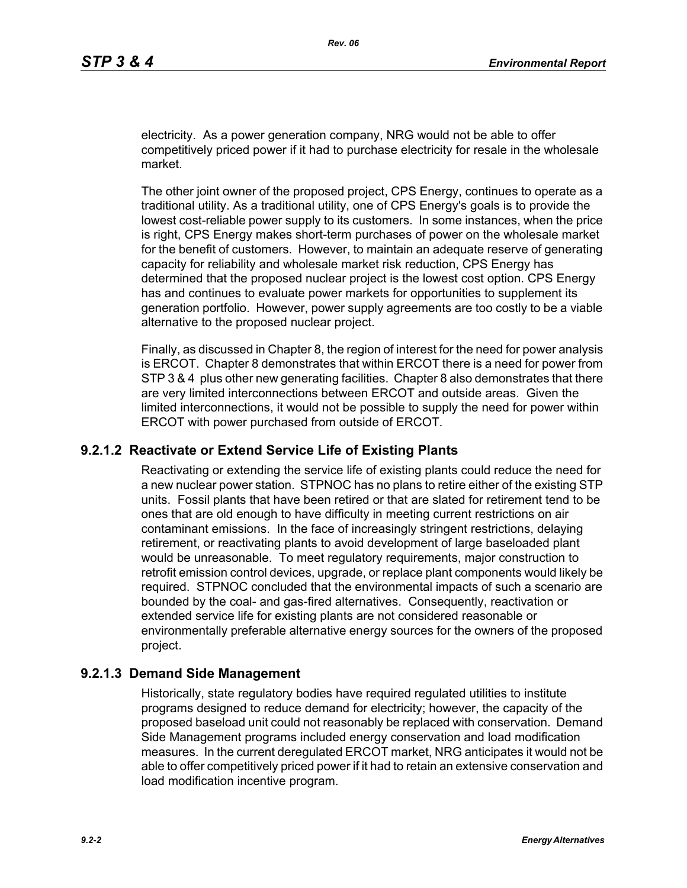electricity. As a power generation company, NRG would not be able to offer competitively priced power if it had to purchase electricity for resale in the wholesale market.

The other joint owner of the proposed project, CPS Energy, continues to operate as a traditional utility. As a traditional utility, one of CPS Energy's goals is to provide the lowest cost-reliable power supply to its customers. In some instances, when the price is right, CPS Energy makes short-term purchases of power on the wholesale market for the benefit of customers. However, to maintain an adequate reserve of generating capacity for reliability and wholesale market risk reduction, CPS Energy has determined that the proposed nuclear project is the lowest cost option. CPS Energy has and continues to evaluate power markets for opportunities to supplement its generation portfolio. However, power supply agreements are too costly to be a viable alternative to the proposed nuclear project.

Finally, as discussed in Chapter 8, the region of interest for the need for power analysis is ERCOT. Chapter 8 demonstrates that within ERCOT there is a need for power from STP 3 & 4 plus other new generating facilities. Chapter 8 also demonstrates that there are very limited interconnections between ERCOT and outside areas. Given the limited interconnections, it would not be possible to supply the need for power within ERCOT with power purchased from outside of ERCOT.

### 9.2.1.2 Reactivate or Extend Service Life of Existing Plants

Reactivating or extending the service life of existing plants could reduce the need for a new nuclear power station. STPNOC has no plans to retire either of the existing STP units. Fossil plants that have been retired or that are slated for retirement tend to be ones that are old enough to have difficulty in meeting current restrictions on air contaminant emissions. In the face of increasingly stringent restrictions, delaying retirement, or reactivating plants to avoid development of large baseloaded plant would be unreasonable. To meet regulatory requirements, major construction to retrofit emission control devices, upgrade, or replace plant components would likely be required. STPNOC concluded that the environmental impacts of such a scenario are bounded by the coal- and gas-fired alternatives. Consequently, reactivation or extended service life for existing plants are not considered reasonable or environmentally preferable alternative energy sources for the owners of the proposed project.

### 9.2.1.3 Demand Side Management

Historically, state regulatory bodies have required regulated utilities to institute programs designed to reduce demand for electricity; however, the capacity of the proposed baseload unit could not reasonably be replaced with conservation. Demand Side Management programs included energy conservation and load modification measures. In the current deregulated ERCOT market, NRG anticipates it would not be able to offer competitively priced power if it had to retain an extensive conservation and load modification incentive program.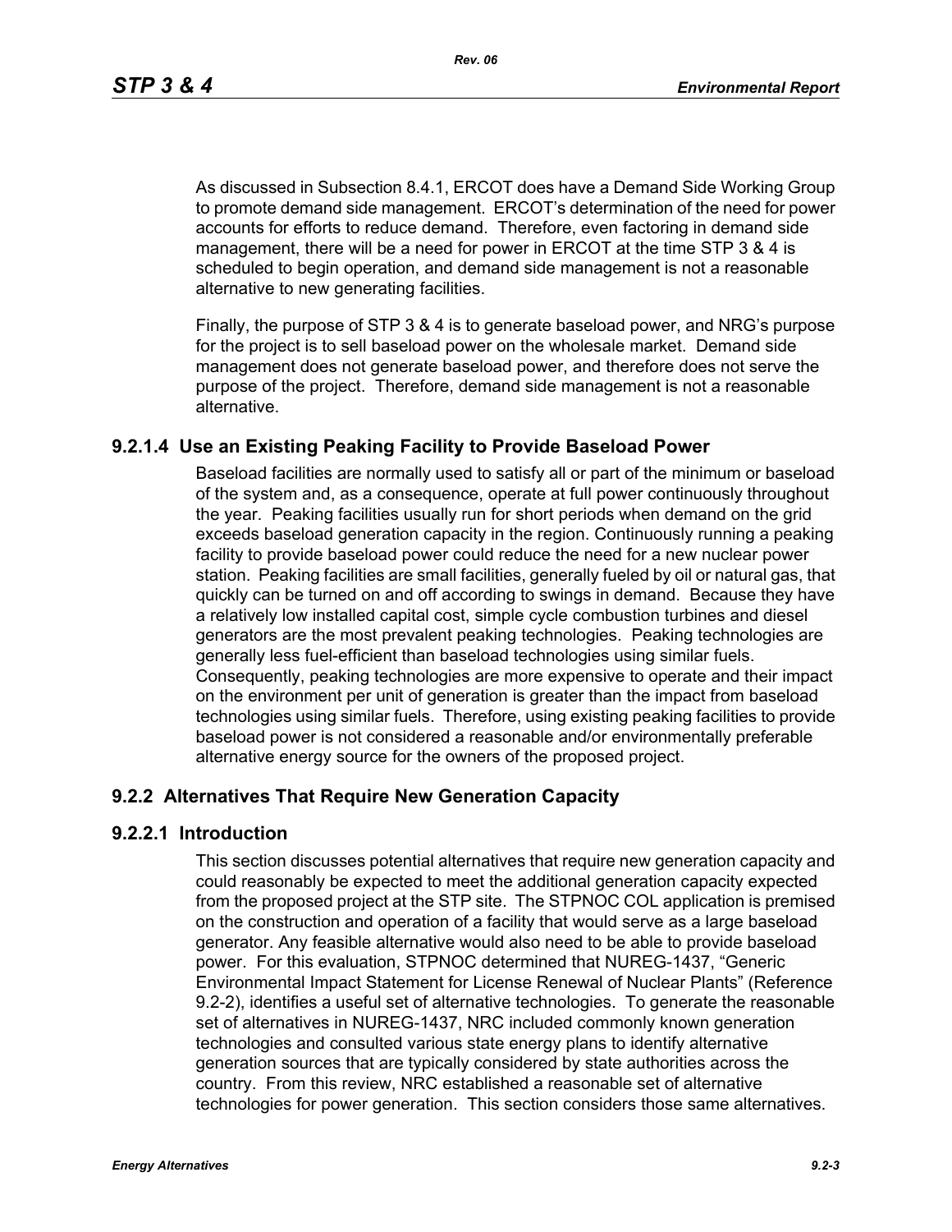As discussed in Subsection 8.4.1, ERCOT does have a Demand Side Working Group to promote demand side management. ERCOT's determination of the need for power accounts for efforts to reduce demand. Therefore, even factoring in demand side management, there will be a need for power in ERCOT at the time STP 3 & 4 is scheduled to begin operation, and demand side management is not a reasonable alternative to new generating facilities.

Finally, the purpose of STP 3 & 4 is to generate baseload power, and NRG's purpose for the project is to sell baseload power on the wholesale market. Demand side management does not generate baseload power, and therefore does not serve the purpose of the project. Therefore, demand side management is not a reasonable alternative.

#### 9.2.1.4 Use an Existing Peaking Facility to Provide Baseload Power

Baseload facilities are normally used to satisfy all or part of the minimum or baseload of the system and, as a consequence, operate at full power continuously throughout the year. Peaking facilities usually run for short periods when demand on the grid exceeds baseload generation capacity in the region. Continuously running a peaking facility to provide baseload power could reduce the need for a new nuclear power station. Peaking facilities are small facilities, generally fueled by oil or natural gas, that quickly can be turned on and off according to swings in demand. Because they have a relatively low installed capital cost, simple cycle combustion turbines and diesel generators are the most prevalent peaking technologies. Peaking technologies are generally less fuel-efficient than baseload technologies using similar fuels. Consequently, peaking technologies are more expensive to operate and their impact on the environment per unit of generation is greater than the impact from baseload technologies using similar fuels. Therefore, using existing peaking facilities to provide baseload power is not considered a reasonable and/or environmentally preferable alternative energy source for the owners of the proposed project.

### 9.2.2 Alternatives That Require New Generation Capacity

#### 9.2.2.1 Introduction

This section discusses potential alternatives that require new generation capacity and could reasonably be expected to meet the additional generation capacity expected from the proposed project at the STP site. The STPNOC COL application is premised on the construction and operation of a facility that would serve as a large baseload generator. Any feasible alternative would also need to be able to provide baseload power. For this evaluation, STPNOC determined that NUREG-1437, "Generic Environmental Impact Statement for License Renewal of Nuclear Plants" (Reference 9.2-2), identifies a useful set of alternative technologies. To generate the reasonable set of alternatives in NUREG-1437, NRC included commonly known generation technologies and consulted various state energy plans to identify alternative generation sources that are typically considered by state authorities across the country. From this review, NRC established a reasonable set of alternative technologies for power generation. This section considers those same alternatives.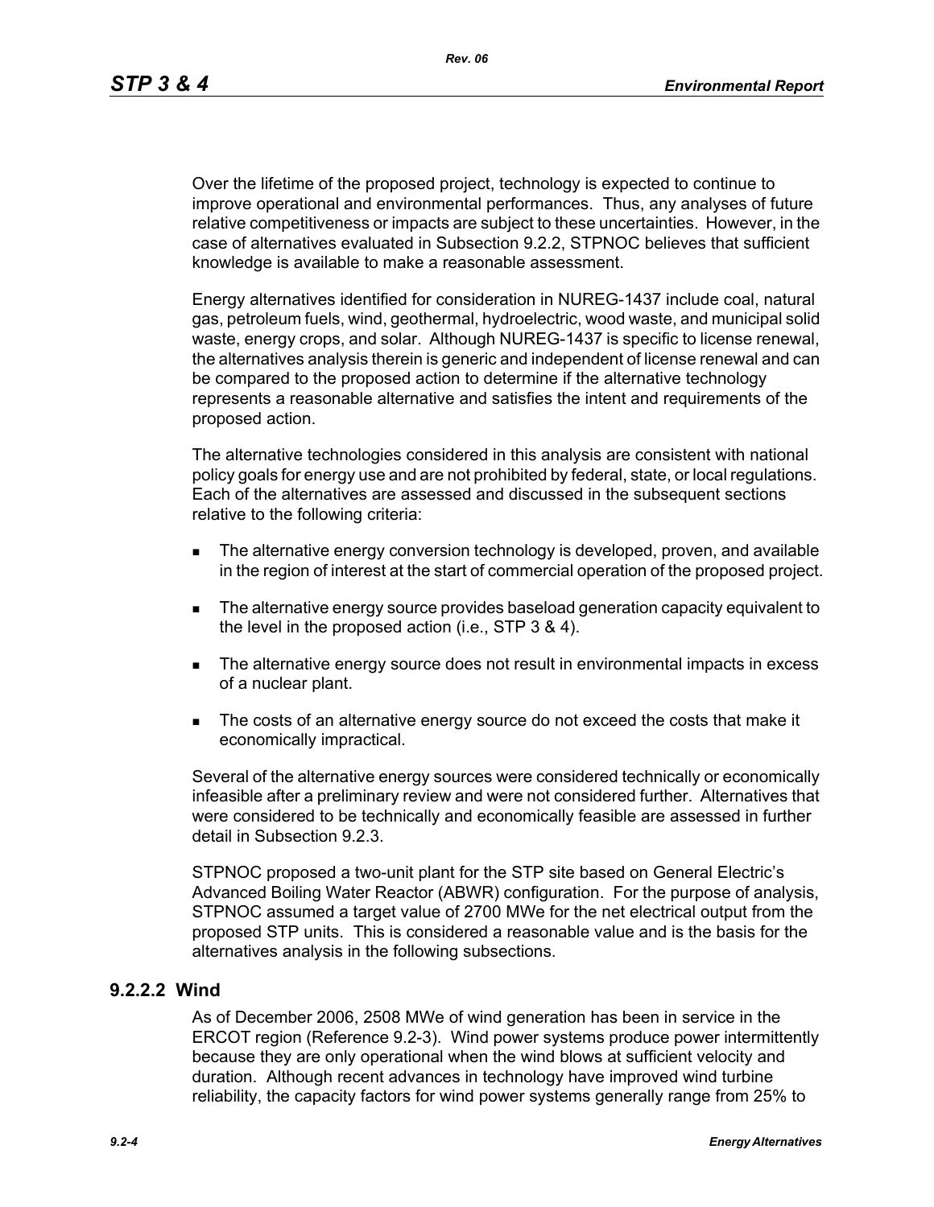Over the lifetime of the proposed project, technology is expected to continue to improve operational and environmental performances. Thus, any analyses of future relative competitiveness or impacts are subject to these uncertainties. However, in the case of alternatives evaluated in Subsection 9.2.2, STPNOC believes that sufficient knowledge is available to make a reasonable assessment.

Energy alternatives identified for consideration in NUREG-1437 include coal, natural gas, petroleum fuels, wind, geothermal, hydroelectric, wood waste, and municipal solid waste, energy crops, and solar. Although NUREG-1437 is specific to license renewal, the alternatives analysis therein is generic and independent of license renewal and can be compared to the proposed action to determine if the alternative technology represents a reasonable alternative and satisfies the intent and requirements of the proposed action.

The alternative technologies considered in this analysis are consistent with national policy goals for energy use and are not prohibited by federal, state, or local regulations. Each of the alternatives are assessed and discussed in the subsequent sections relative to the following criteria:

- The alternative energy conversion technology is developed, proven, and available in the region of interest at the start of commercial operation of the proposed project.
- The alternative energy source provides baseload generation capacity equivalent to the level in the proposed action (i.e., STP 3 & 4).
- The alternative energy source does not result in environmental impacts in excess of a nuclear plant.
- The costs of an alternative energy source do not exceed the costs that make it economically impractical.

Several of the alternative energy sources were considered technically or economically infeasible after a preliminary review and were not considered further. Alternatives that were considered to be technically and economically feasible are assessed in further detail in Subsection 9.2.3.

STPNOC proposed a two-unit plant for the STP site based on General Electric's Advanced Boiling Water Reactor (ABWR) configuration. For the purpose of analysis, STPNOC assumed a target value of 2700 MWe for the net electrical output from the proposed STP units. This is considered a reasonable value and is the basis for the alternatives analysis in the following subsections.

### 9.2.2.2 Wind

As of December 2006, 2508 MWe of wind generation has been in service in the ERCOT region (Reference 9.2-3). Wind power systems produce power intermittently because they are only operational when the wind blows at sufficient velocity and duration. Although recent advances in technology have improved wind turbine reliability, the capacity factors for wind power systems generally range from 25% to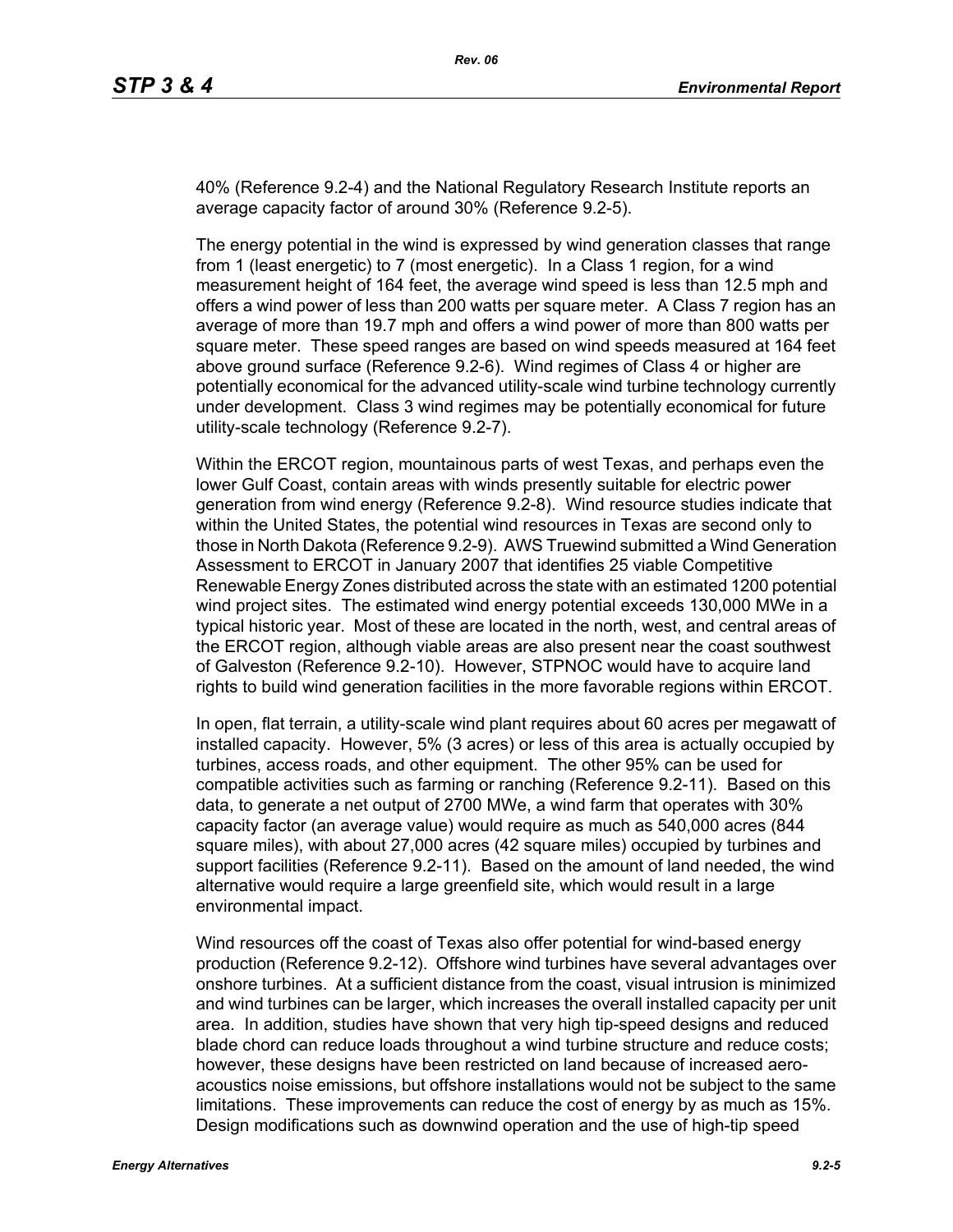40% (Reference 9.2-4) and the National Regulatory Research Institute reports an average capacity factor of around 30% (Reference 9.2-5).

The energy potential in the wind is expressed by wind generation classes that range from 1 (least energetic) to 7 (most energetic). In a Class 1 region, for a wind measurement height of 164 feet, the average wind speed is less than 12.5 mph and offers a wind power of less than 200 watts per square meter. A Class 7 region has an average of more than 19.7 mph and offers a wind power of more than 800 watts per square meter. These speed ranges are based on wind speeds measured at 164 feet above ground surface (Reference 9.2-6). Wind regimes of Class 4 or higher are potentially economical for the advanced utility-scale wind turbine technology currently under development. Class 3 wind regimes may be potentially economical for future utility-scale technology (Reference 9.2-7).

Within the ERCOT region, mountainous parts of west Texas, and perhaps even the lower Gulf Coast, contain areas with winds presently suitable for electric power generation from wind energy (Reference 9.2-8). Wind resource studies indicate that within the United States, the potential wind resources in Texas are second only to those in North Dakota (Reference 9.2-9). AWS Truewind submitted a Wind Generation Assessment to ERCOT in January 2007 that identifies 25 viable Competitive Renewable Energy Zones distributed across the state with an estimated 1200 potential wind project sites. The estimated wind energy potential exceeds 130,000 MWe in a typical historic year. Most of these are located in the north, west, and central areas of the ERCOT region, although viable areas are also present near the coast southwest of Galveston (Reference 9.2-10). However, STPNOC would have to acquire land rights to build wind generation facilities in the more favorable regions within ERCOT.

In open, flat terrain, a utility-scale wind plant requires about 60 acres per megawatt of installed capacity. However, 5% (3 acres) or less of this area is actually occupied by turbines, access roads, and other equipment. The other 95% can be used for compatible activities such as farming or ranching (Reference 9.2-11). Based on this data, to generate a net output of 2700 MWe, a wind farm that operates with 30% capacity factor (an average value) would require as much as 540,000 acres (844 square miles), with about 27,000 acres (42 square miles) occupied by turbines and support facilities (Reference 9.2-11). Based on the amount of land needed, the wind alternative would require a large greenfield site, which would result in a large environmental impact.

Wind resources off the coast of Texas also offer potential for wind-based energy production (Reference 9.2-12). Offshore wind turbines have several advantages over onshore turbines. At a sufficient distance from the coast, visual intrusion is minimized and wind turbines can be larger, which increases the overall installed capacity per unit area. In addition, studies have shown that very high tip-speed designs and reduced blade chord can reduce loads throughout a wind turbine structure and reduce costs; however, these designs have been restricted on land because of increased aero-acoustics noise emissions, but offshore installations would not be subject to the same limitations. These improvements can reduce the cost of energy by as much as 15%. Design modifications such as downwind operation and the use of high-tip speed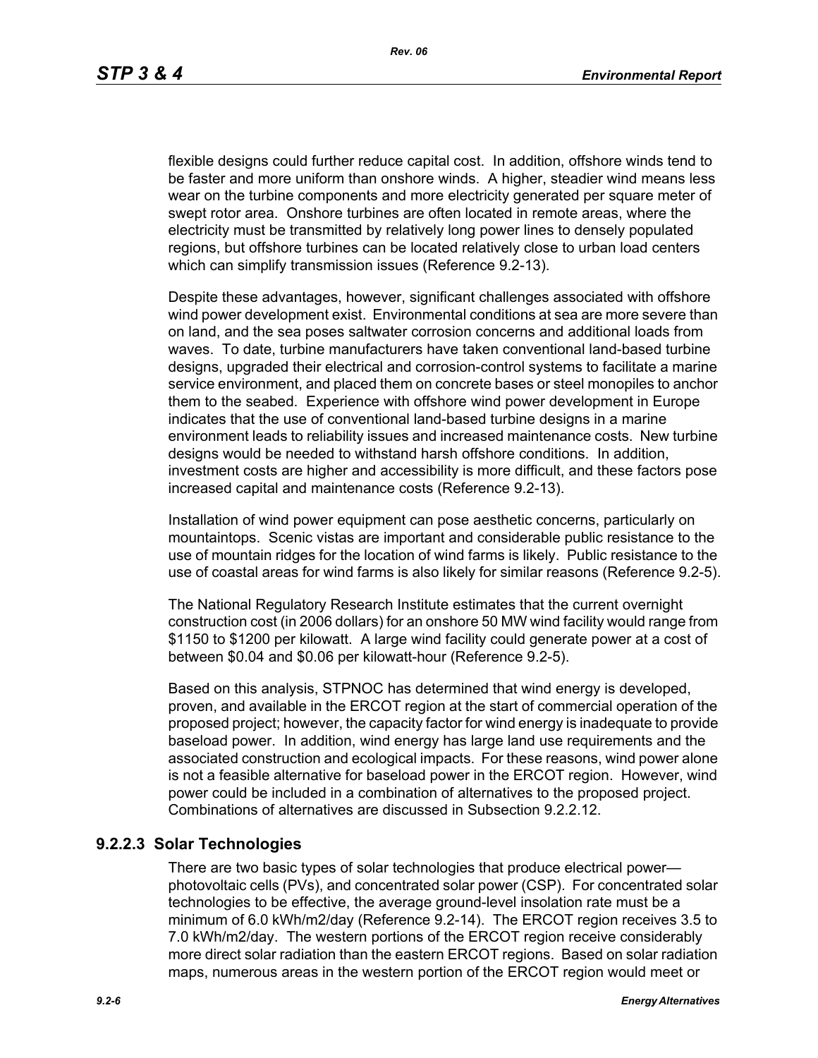flexible designs could further reduce capital cost. In addition, offshore winds tend to be faster and more uniform than onshore winds. A higher, steadier wind means less wear on the turbine components and more electricity generated per square meter of swept rotor area. Onshore turbines are often located in remote areas, where the electricity must be transmitted by relatively long power lines to densely populated regions, but offshore turbines can be located relatively close to urban load centers which can simplify transmission issues (Reference 9.2-13).

Despite these advantages, however, significant challenges associated with offshore wind power development exist. Environmental conditions at sea are more severe than on land, and the sea poses saltwater corrosion concerns and additional loads from waves. To date, turbine manufacturers have taken conventional land-based turbine designs, upgraded their electrical and corrosion-control systems to facilitate a marine service environment, and placed them on concrete bases or steel monopiles to anchor them to the seabed. Experience with offshore wind power development in Europe indicates that the use of conventional land-based turbine designs in a marine environment leads to reliability issues and increased maintenance costs. New turbine designs would be needed to withstand harsh offshore conditions. In addition, investment costs are higher and accessibility is more difficult, and these factors pose increased capital and maintenance costs (Reference 9.2-13).

Installation of wind power equipment can pose aesthetic concerns, particularly on mountaintops. Scenic vistas are important and considerable public resistance to the use of mountain ridges for the location of wind farms is likely. Public resistance to the use of coastal areas for wind farms is also likely for similar reasons (Reference 9.2-5).

The National Regulatory Research Institute estimates that the current overnight construction cost (in 2006 dollars) for an onshore 50 MW wind facility would range from $1150 to $1200 per kilowatt. A large wind facility could generate power at a cost of between $0.04 and $0.06 per kilowatt-hour (Reference 9.2-5).

Based on this analysis, STPNOC has determined that wind energy is developed, proven, and available in the ERCOT region at the start of commercial operation of the proposed project; however, the capacity factor for wind energy is inadequate to provide baseload power. In addition, wind energy has large land use requirements and the associated construction and ecological impacts. For these reasons, wind power alone is not a feasible alternative for baseload power in the ERCOT region. However, wind power could be included in a combination of alternatives to the proposed project. Combinations of alternatives are discussed in Subsection 9.2.2.12.

### 9.2.2.3 Solar Technologies

There are two basic types of solar technologies that produce electrical power—photovoltaic cells (PVs), and concentrated solar power (CSP). For concentrated solar technologies to be effective, the average ground-level insolation rate must be a minimum of 6.0 kWh/m2/day (Reference 9.2-14). The ERCOT region receives 3.5 to 7.0 kWh/m2/day. The western portions of the ERCOT region receive considerably more direct solar radiation than the eastern ERCOT regions. Based on solar radiation maps, numerous areas in the western portion of the ERCOT region would meet or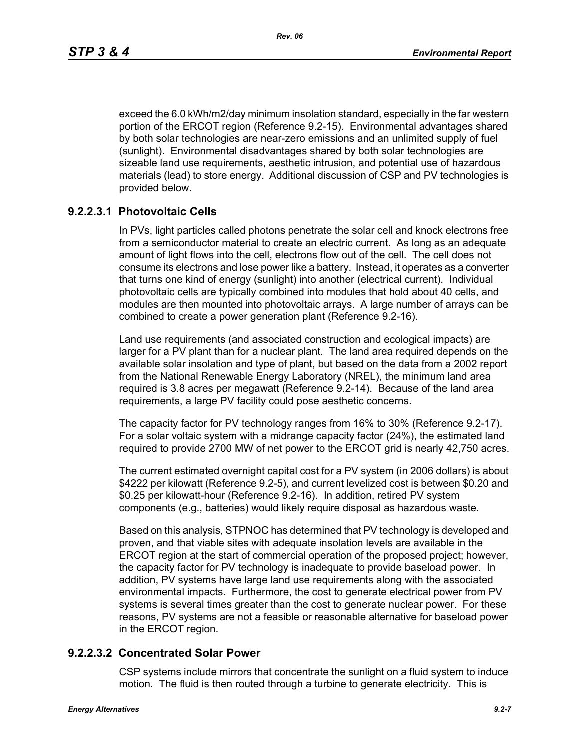exceed the 6.0 kWh/m2/day minimum insolation standard, especially in the far western portion of the ERCOT region (Reference 9.2-15). Environmental advantages shared by both solar technologies are near-zero emissions and an unlimited supply of fuel (sunlight). Environmental disadvantages shared by both solar technologies are sizeable land use requirements, aesthetic intrusion, and potential use of hazardous materials (lead) to store energy. Additional discussion of CSP and PV technologies is provided below.

### 9.2.2.3.1 Photovoltaic Cells

In PVs, light particles called photons penetrate the solar cell and knock electrons free from a semiconductor material to create an electric current. As long as an adequate amount of light flows into the cell, electrons flow out of the cell. The cell does not consume its electrons and lose power like a battery. Instead, it operates as a converter that turns one kind of energy (sunlight) into another (electrical current). Individual photovoltaic cells are typically combined into modules that hold about 40 cells, and modules are then mounted into photovoltaic arrays. A large number of arrays can be combined to create a power generation plant (Reference 9.2-16).

Land use requirements (and associated construction and ecological impacts) are larger for a PV plant than for a nuclear plant. The land area required depends on the available solar insolation and type of plant, but based on the data from a 2002 report from the National Renewable Energy Laboratory (NREL), the minimum land area required is 3.8 acres per megawatt (Reference 9.2-14). Because of the land area requirements, a large PV facility could pose aesthetic concerns.

The capacity factor for PV technology ranges from 16% to 30% (Reference 9.2-17). For a solar voltaic system with a midrange capacity factor (24%), the estimated land required to provide 2700 MW of net power to the ERCOT grid is nearly 42,750 acres.

The current estimated overnight capital cost for a PV system (in 2006 dollars) is about $4222 per kilowatt (Reference 9.2-5), and current levelized cost is between $0.20 and $0.25 per kilowatt-hour (Reference 9.2-16). In addition, retired PV system components (e.g., batteries) would likely require disposal as hazardous waste.

Based on this analysis, STPNOC has determined that PV technology is developed and proven, and that viable sites with adequate insolation levels are available in the ERCOT region at the start of commercial operation of the proposed project; however, the capacity factor for PV technology is inadequate to provide baseload power. In addition, PV systems have large land use requirements along with the associated environmental impacts. Furthermore, the cost to generate electrical power from PV systems is several times greater than the cost to generate nuclear power. For these reasons, PV systems are not a feasible or reasonable alternative for baseload power in the ERCOT region.

### 9.2.2.3.2 Concentrated Solar Power

CSP systems include mirrors that concentrate the sunlight on a fluid system to induce motion. The fluid is then routed through a turbine to generate electricity. This is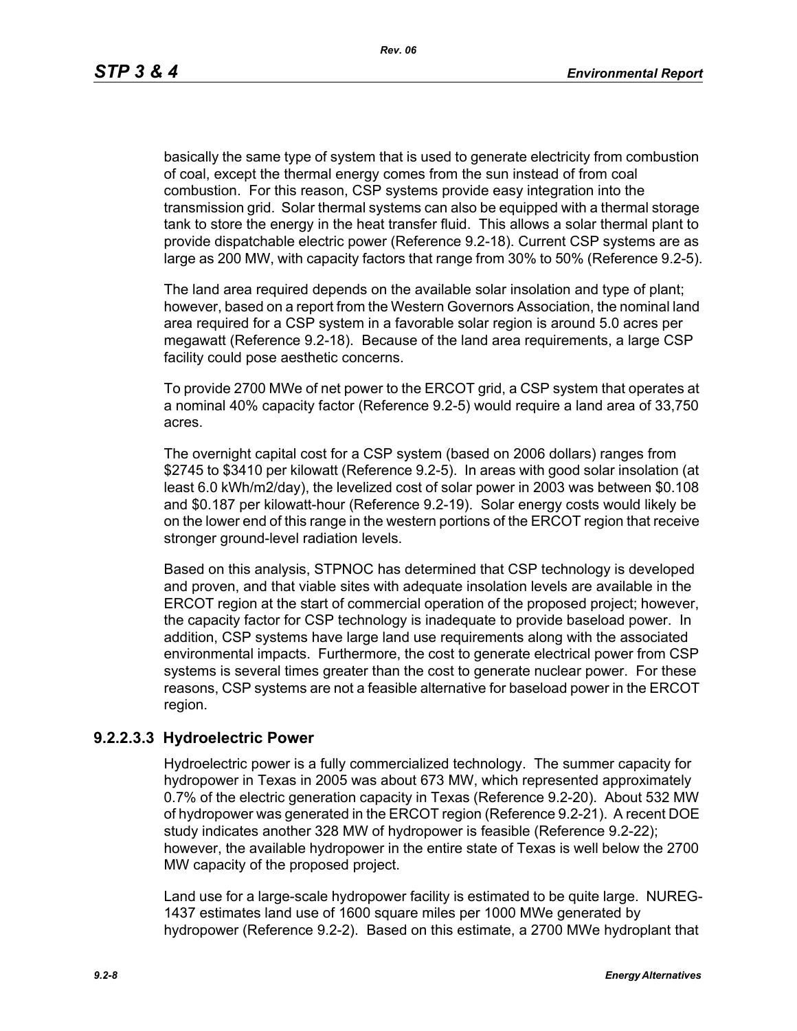basically the same type of system that is used to generate electricity from combustion of coal, except the thermal energy comes from the sun instead of from coal combustion. For this reason, CSP systems provide easy integration into the transmission grid. Solar thermal systems can also be equipped with a thermal storage tank to store the energy in the heat transfer fluid. This allows a solar thermal plant to provide dispatchable electric power (Reference 9.2-18). Current CSP systems are as large as 200 MW, with capacity factors that range from 30% to 50% (Reference 9.2-5).

The land area required depends on the available solar insolation and type of plant; however, based on a report from the Western Governors Association, the nominal land area required for a CSP system in a favorable solar region is around 5.0 acres per megawatt (Reference 9.2-18). Because of the land area requirements, a large CSP facility could pose aesthetic concerns.

To provide 2700 MWe of net power to the ERCOT grid, a CSP system that operates at a nominal 40% capacity factor (Reference 9.2-5) would require a land area of 33,750 acres.

The overnight capital cost for a CSP system (based on 2006 dollars) ranges from $2745 to $3410 per kilowatt (Reference 9.2-5). In areas with good solar insolation (at least 6.0 kWh/m2/day), the levelized cost of solar power in 2003 was between $0.108 and $0.187 per kilowatt-hour (Reference 9.2-19). Solar energy costs would likely be on the lower end of this range in the western portions of the ERCOT region that receive stronger ground-level radiation levels.

Based on this analysis, STPNOC has determined that CSP technology is developed and proven, and that viable sites with adequate insolation levels are available in the ERCOT region at the start of commercial operation of the proposed project; however, the capacity factor for CSP technology is inadequate to provide baseload power. In addition, CSP systems have large land use requirements along with the associated environmental impacts. Furthermore, the cost to generate electrical power from CSP systems is several times greater than the cost to generate nuclear power. For these reasons, CSP systems are not a feasible alternative for baseload power in the ERCOT region.

### 9.2.2.3.3 Hydroelectric Power

Hydroelectric power is a fully commercialized technology. The summer capacity for hydropower in Texas in 2005 was about 673 MW, which represented approximately 0.7% of the electric generation capacity in Texas (Reference 9.2-20). About 532 MW of hydropower was generated in the ERCOT region (Reference 9.2-21). A recent DOE study indicates another 328 MW of hydropower is feasible (Reference 9.2-22); however, the available hydropower in the entire state of Texas is well below the 2700 MW capacity of the proposed project.

Land use for a large-scale hydropower facility is estimated to be quite large. NUREG-1437 estimates land use of 1600 square miles per 1000 MWe generated by hydropower (Reference 9.2-2). Based on this estimate, a 2700 MWe hydroplant that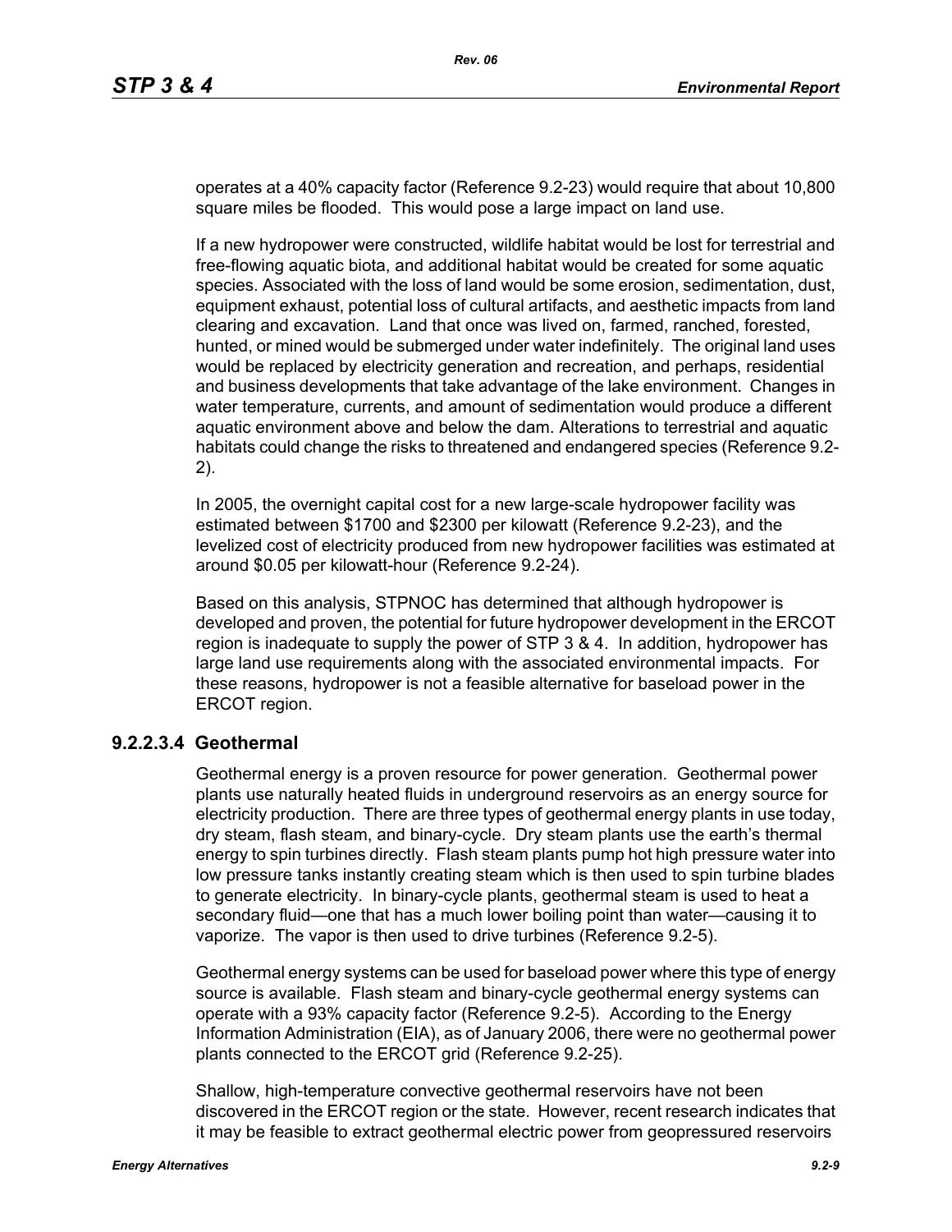operates at a 40% capacity factor (Reference 9.2-23) would require that about 10,800 square miles be flooded. This would pose a large impact on land use.

If a new hydropower were constructed, wildlife habitat would be lost for terrestrial and free-flowing aquatic biota, and additional habitat would be created for some aquatic species. Associated with the loss of land would be some erosion, sedimentation, dust, equipment exhaust, potential loss of cultural artifacts, and aesthetic impacts from land clearing and excavation. Land that once was lived on, farmed, ranched, forested, hunted, or mined would be submerged under water indefinitely. The original land uses would be replaced by electricity generation and recreation, and perhaps, residential and business developments that take advantage of the lake environment. Changes in water temperature, currents, and amount of sedimentation would produce a different aquatic environment above and below the dam. Alterations to terrestrial and aquatic habitats could change the risks to threatened and endangered species (Reference 9.2-2).

In 2005, the overnight capital cost for a new large-scale hydropower facility was estimated between $1700 and $2300 per kilowatt (Reference 9.2-23), and the levelized cost of electricity produced from new hydropower facilities was estimated at around $0.05 per kilowatt-hour (Reference 9.2-24).

Based on this analysis, STPNOC has determined that although hydropower is developed and proven, the potential for future hydropower development in the ERCOT region is inadequate to supply the power of STP 3 & 4. In addition, hydropower has large land use requirements along with the associated environmental impacts. For these reasons, hydropower is not a feasible alternative for baseload power in the ERCOT region.

### 9.2.2.3.4 Geothermal

Geothermal energy is a proven resource for power generation. Geothermal power plants use naturally heated fluids in underground reservoirs as an energy source for electricity production. There are three types of geothermal energy plants in use today, dry steam, flash steam, and binary-cycle. Dry steam plants use the earth's thermal energy to spin turbines directly. Flash steam plants pump hot high pressure water into low pressure tanks instantly creating steam which is then used to spin turbine blades to generate electricity. In binary-cycle plants, geothermal steam is used to heat a secondary fluid—one that has a much lower boiling point than water—causing it to vaporize. The vapor is then used to drive turbines (Reference 9.2-5).

Geothermal energy systems can be used for baseload power where this type of energy source is available. Flash steam and binary-cycle geothermal energy systems can operate with a 93% capacity factor (Reference 9.2-5). According to the Energy Information Administration (EIA), as of January 2006, there were no geothermal power plants connected to the ERCOT grid (Reference 9.2-25).

Shallow, high-temperature convective geothermal reservoirs have not been discovered in the ERCOT region or the state. However, recent research indicates that it may be feasible to extract geothermal electric power from geopressured reservoirs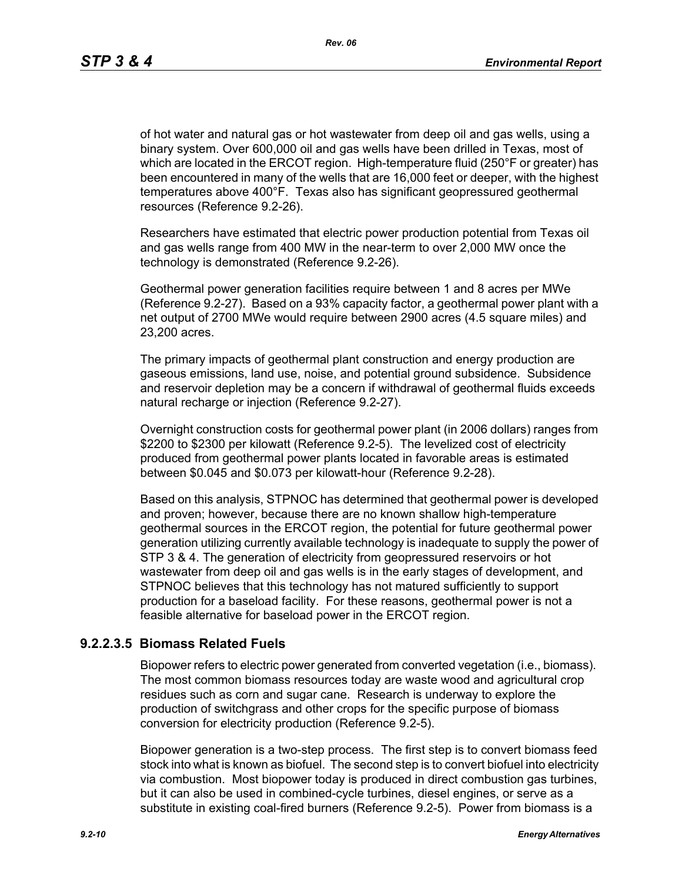of hot water and natural gas or hot wastewater from deep oil and gas wells, using a binary system. Over 600,000 oil and gas wells have been drilled in Texas, most of which are located in the ERCOT region. High-temperature fluid (250°F or greater) has been encountered in many of the wells that are 16,000 feet or deeper, with the highest temperatures above 400°F. Texas also has significant geopressured geothermal resources (Reference 9.2-26).

Researchers have estimated that electric power production potential from Texas oil and gas wells range from 400 MW in the near-term to over 2,000 MW once the technology is demonstrated (Reference 9.2-26).

Geothermal power generation facilities require between 1 and 8 acres per MWe (Reference 9.2-27). Based on a 93% capacity factor, a geothermal power plant with a net output of 2700 MWe would require between 2900 acres (4.5 square miles) and 23,200 acres.

The primary impacts of geothermal plant construction and energy production are gaseous emissions, land use, noise, and potential ground subsidence. Subsidence and reservoir depletion may be a concern if withdrawal of geothermal fluids exceeds natural recharge or injection (Reference 9.2-27).

Overnight construction costs for geothermal power plant (in 2006 dollars) ranges from $2200 to $2300 per kilowatt (Reference 9.2-5). The levelized cost of electricity produced from geothermal power plants located in favorable areas is estimated between $0.045 and $0.073 per kilowatt-hour (Reference 9.2-28).

Based on this analysis, STPNOC has determined that geothermal power is developed and proven; however, because there are no known shallow high-temperature geothermal sources in the ERCOT region, the potential for future geothermal power generation utilizing currently available technology is inadequate to supply the power of STP 3 & 4. The generation of electricity from geopressured reservoirs or hot wastewater from deep oil and gas wells is in the early stages of development, and STPNOC believes that this technology has not matured sufficiently to support production for a baseload facility. For these reasons, geothermal power is not a feasible alternative for baseload power in the ERCOT region.

### 9.2.2.3.5 Biomass Related Fuels

Biopower refers to electric power generated from converted vegetation (i.e., biomass). The most common biomass resources today are waste wood and agricultural crop residues such as corn and sugar cane. Research is underway to explore the production of switchgrass and other crops for the specific purpose of biomass conversion for electricity production (Reference 9.2-5).

Biopower generation is a two-step process. The first step is to convert biomass feed stock into what is known as biofuel. The second step is to convert biofuel into electricity via combustion. Most biopower today is produced in direct combustion gas turbines, but it can also be used in combined-cycle turbines, diesel engines, or serve as a substitute in existing coal-fired burners (Reference 9.2-5). Power from biomass is a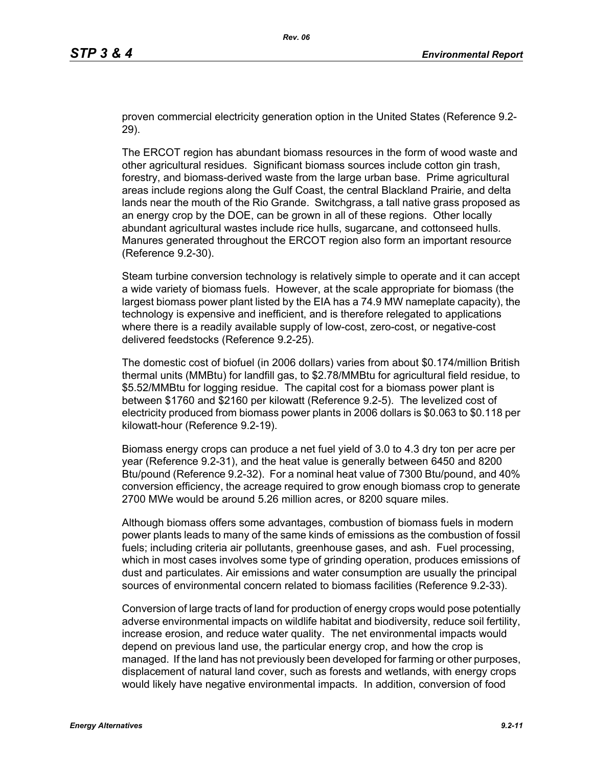proven commercial electricity generation option in the United States (Reference 9.2-29).

The ERCOT region has abundant biomass resources in the form of wood waste and other agricultural residues. Significant biomass sources include cotton gin trash, forestry, and biomass-derived waste from the large urban base. Prime agricultural areas include regions along the Gulf Coast, the central Blackland Prairie, and delta lands near the mouth of the Rio Grande. Switchgrass, a tall native grass proposed as an energy crop by the DOE, can be grown in all of these regions. Other locally abundant agricultural wastes include rice hulls, sugarcane, and cottonseed hulls. Manures generated throughout the ERCOT region also form an important resource (Reference 9.2-30).

Steam turbine conversion technology is relatively simple to operate and it can accept a wide variety of biomass fuels. However, at the scale appropriate for biomass (the largest biomass power plant listed by the EIA has a 74.9 MW nameplate capacity), the technology is expensive and inefficient, and is therefore relegated to applications where there is a readily available supply of low-cost, zero-cost, or negative-cost delivered feedstocks (Reference 9.2-25).

The domestic cost of biofuel (in 2006 dollars) varies from about $0.174/million British thermal units (MMBtu) for landfill gas, to $2.78/MMBtu for agricultural field residue, to $5.52/MMBtu for logging residue. The capital cost for a biomass power plant is between $1760 and $2160 per kilowatt (Reference 9.2-5). The levelized cost of electricity produced from biomass power plants in 2006 dollars is $0.063 to $0.118 per kilowatt-hour (Reference 9.2-19).

Biomass energy crops can produce a net fuel yield of 3.0 to 4.3 dry ton per acre per year (Reference 9.2-31), and the heat value is generally between 6450 and 8200 Btu/pound (Reference 9.2-32). For a nominal heat value of 7300 Btu/pound, and 40% conversion efficiency, the acreage required to grow enough biomass crop to generate 2700 MWe would be around 5.26 million acres, or 8200 square miles.

Although biomass offers some advantages, combustion of biomass fuels in modern power plants leads to many of the same kinds of emissions as the combustion of fossil fuels; including criteria air pollutants, greenhouse gases, and ash. Fuel processing, which in most cases involves some type of grinding operation, produces emissions of dust and particulates. Air emissions and water consumption are usually the principal sources of environmental concern related to biomass facilities (Reference 9.2-33).

Conversion of large tracts of land for production of energy crops would pose potentially adverse environmental impacts on wildlife habitat and biodiversity, reduce soil fertility, increase erosion, and reduce water quality. The net environmental impacts would depend on previous land use, the particular energy crop, and how the crop is managed. If the land has not previously been developed for farming or other purposes, displacement of natural land cover, such as forests and wetlands, with energy crops would likely have negative environmental impacts. In addition, conversion of food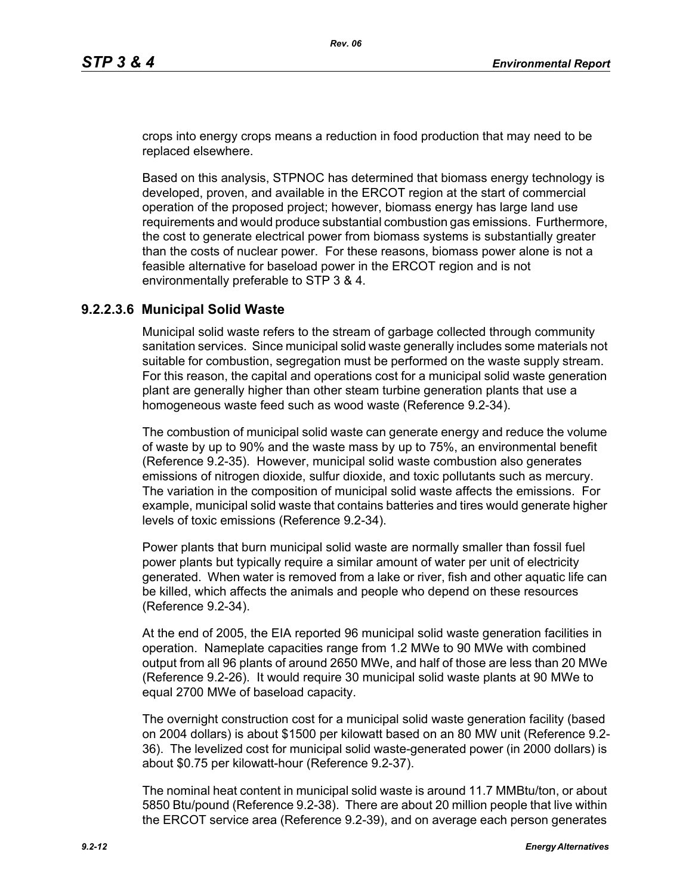crops into energy crops means a reduction in food production that may need to be replaced elsewhere.

Based on this analysis, STPNOC has determined that biomass energy technology is developed, proven, and available in the ERCOT region at the start of commercial operation of the proposed project; however, biomass energy has large land use requirements and would produce substantial combustion gas emissions. Furthermore, the cost to generate electrical power from biomass systems is substantially greater than the costs of nuclear power. For these reasons, biomass power alone is not a feasible alternative for baseload power in the ERCOT region and is not environmentally preferable to STP 3 & 4.

### 9.2.2.3.6 Municipal Solid Waste

Municipal solid waste refers to the stream of garbage collected through community sanitation services. Since municipal solid waste generally includes some materials not suitable for combustion, segregation must be performed on the waste supply stream. For this reason, the capital and operations cost for a municipal solid waste generation plant are generally higher than other steam turbine generation plants that use a homogeneous waste feed such as wood waste (Reference 9.2-34).

The combustion of municipal solid waste can generate energy and reduce the volume of waste by up to 90% and the waste mass by up to 75%, an environmental benefit (Reference 9.2-35). However, municipal solid waste combustion also generates emissions of nitrogen dioxide, sulfur dioxide, and toxic pollutants such as mercury. The variation in the composition of municipal solid waste affects the emissions. For example, municipal solid waste that contains batteries and tires would generate higher levels of toxic emissions (Reference 9.2-34).

Power plants that burn municipal solid waste are normally smaller than fossil fuel power plants but typically require a similar amount of water per unit of electricity generated. When water is removed from a lake or river, fish and other aquatic life can be killed, which affects the animals and people who depend on these resources (Reference 9.2-34).

At the end of 2005, the EIA reported 96 municipal solid waste generation facilities in operation. Nameplate capacities range from 1.2 MWe to 90 MWe with combined output from all 96 plants of around 2650 MWe, and half of those are less than 20 MWe (Reference 9.2-26). It would require 30 municipal solid waste plants at 90 MWe to equal 2700 MWe of baseload capacity.

The overnight construction cost for a municipal solid waste generation facility (based on 2004 dollars) is about $1500 per kilowatt based on an 80 MW unit (Reference 9.2-36). The levelized cost for municipal solid waste-generated power (in 2000 dollars) is about $0.75 per kilowatt-hour (Reference 9.2-37).

The nominal heat content in municipal solid waste is around 11.7 MMBtu/ton, or about 5850 Btu/pound (Reference 9.2-38). There are about 20 million people that live within the ERCOT service area (Reference 9.2-39), and on average each person generates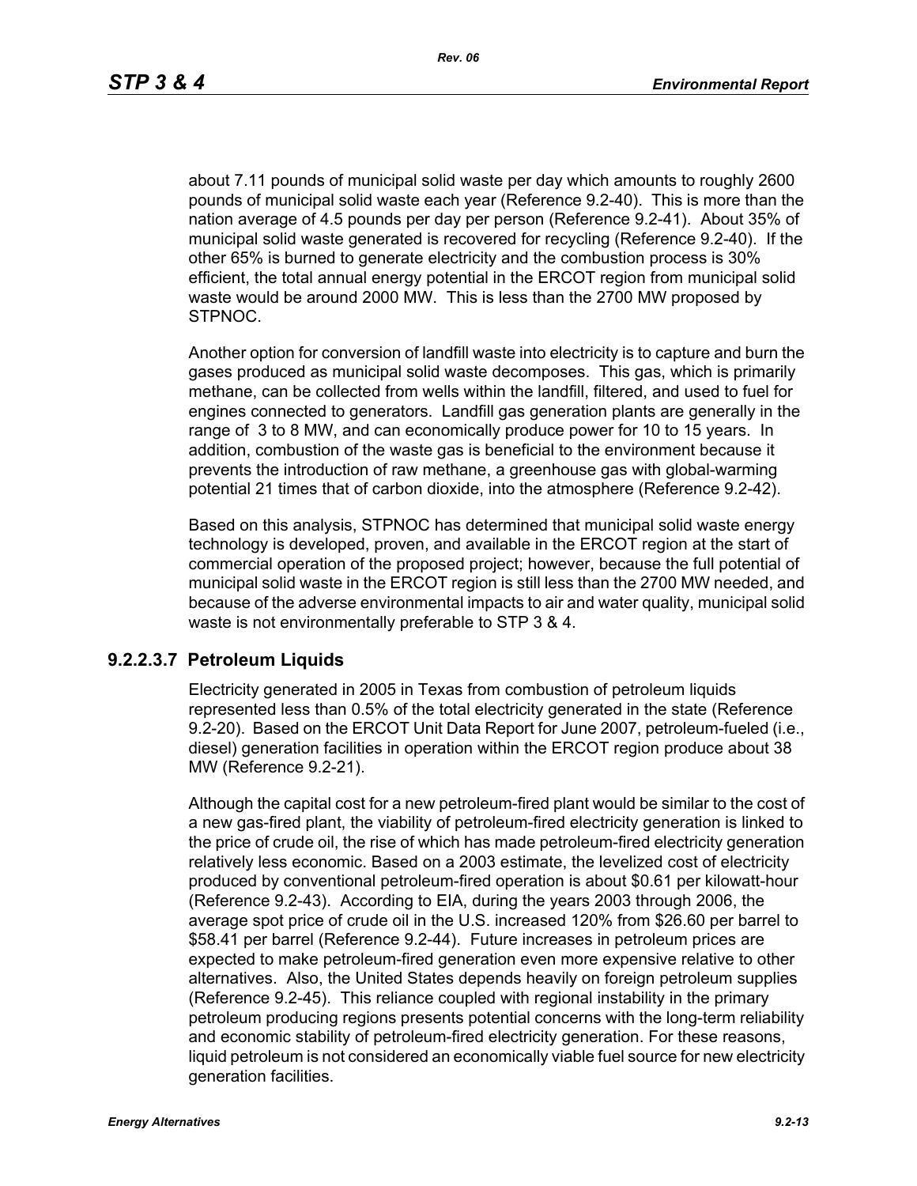about 7.11 pounds of municipal solid waste per day which amounts to roughly 2600 pounds of municipal solid waste each year (Reference 9.2-40). This is more than the nation average of 4.5 pounds per day per person (Reference 9.2-41). About 35% of municipal solid waste generated is recovered for recycling (Reference 9.2-40). If the other 65% is burned to generate electricity and the combustion process is 30% efficient, the total annual energy potential in the ERCOT region from municipal solid waste would be around 2000 MW. This is less than the 2700 MW proposed by STPNOC.

Another option for conversion of landfill waste into electricity is to capture and burn the gases produced as municipal solid waste decomposes. This gas, which is primarily methane, can be collected from wells within the landfill, filtered, and used to fuel for engines connected to generators. Landfill gas generation plants are generally in the range of 3 to 8 MW, and can economically produce power for 10 to 15 years. In addition, combustion of the waste gas is beneficial to the environment because it prevents the introduction of raw methane, a greenhouse gas with global-warming potential 21 times that of carbon dioxide, into the atmosphere (Reference 9.2-42).

Based on this analysis, STPNOC has determined that municipal solid waste energy technology is developed, proven, and available in the ERCOT region at the start of commercial operation of the proposed project; however, because the full potential of municipal solid waste in the ERCOT region is still less than the 2700 MW needed, and because of the adverse environmental impacts to air and water quality, municipal solid waste is not environmentally preferable to STP 3 & 4.

### 9.2.2.3.7 Petroleum Liquids

Electricity generated in 2005 in Texas from combustion of petroleum liquids represented less than 0.5% of the total electricity generated in the state (Reference 9.2-20). Based on the ERCOT Unit Data Report for June 2007, petroleum-fueled (i.e., diesel) generation facilities in operation within the ERCOT region produce about 38 MW (Reference 9.2-21).

Although the capital cost for a new petroleum-fired plant would be similar to the cost of a new gas-fired plant, the viability of petroleum-fired electricity generation is linked to the price of crude oil, the rise of which has made petroleum-fired electricity generation relatively less economic. Based on a 2003 estimate, the levelized cost of electricity produced by conventional petroleum-fired operation is about $0.61 per kilowatt-hour (Reference 9.2-43). According to EIA, during the years 2003 through 2006, the average spot price of crude oil in the U.S. increased 120% from $26.60 per barrel to $58.41 per barrel (Reference 9.2-44). Future increases in petroleum prices are expected to make petroleum-fired generation even more expensive relative to other alternatives. Also, the United States depends heavily on foreign petroleum supplies (Reference 9.2-45). This reliance coupled with regional instability in the primary petroleum producing regions presents potential concerns with the long-term reliability and economic stability of petroleum-fired electricity generation. For these reasons, liquid petroleum is not considered an economically viable fuel source for new electricity generation facilities.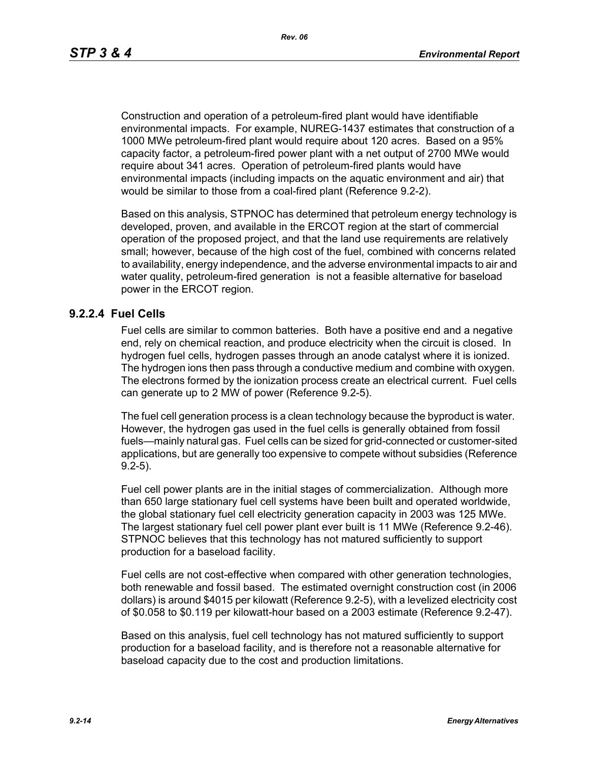Construction and operation of a petroleum-fired plant would have identifiable environmental impacts. For example, NUREG-1437 estimates that construction of a 1000 MWe petroleum-fired plant would require about 120 acres. Based on a 95% capacity factor, a petroleum-fired power plant with a net output of 2700 MWe would require about 341 acres. Operation of petroleum-fired plants would have environmental impacts (including impacts on the aquatic environment and air) that would be similar to those from a coal-fired plant (Reference 9.2-2).

Based on this analysis, STPNOC has determined that petroleum energy technology is developed, proven, and available in the ERCOT region at the start of commercial operation of the proposed project, and that the land use requirements are relatively small; however, because of the high cost of the fuel, combined with concerns related to availability, energy independence, and the adverse environmental impacts to air and water quality, petroleum-fired generation is not a feasible alternative for baseload power in the ERCOT region.

### 9.2.2.4 Fuel Cells

Fuel cells are similar to common batteries. Both have a positive end and a negative end, rely on chemical reaction, and produce electricity when the circuit is closed. In hydrogen fuel cells, hydrogen passes through an anode catalyst where it is ionized. The hydrogen ions then pass through a conductive medium and combine with oxygen. The electrons formed by the ionization process create an electrical current. Fuel cells can generate up to 2 MW of power (Reference 9.2-5).

The fuel cell generation process is a clean technology because the byproduct is water. However, the hydrogen gas used in the fuel cells is generally obtained from fossil fuels—mainly natural gas. Fuel cells can be sized for grid-connected or customer-sited applications, but are generally too expensive to compete without subsidies (Reference 9.2-5).

Fuel cell power plants are in the initial stages of commercialization. Although more than 650 large stationary fuel cell systems have been built and operated worldwide, the global stationary fuel cell electricity generation capacity in 2003 was 125 MWe. The largest stationary fuel cell power plant ever built is 11 MWe (Reference 9.2-46). STPNOC believes that this technology has not matured sufficiently to support production for a baseload facility.

Fuel cells are not cost-effective when compared with other generation technologies, both renewable and fossil based. The estimated overnight construction cost (in 2006 dollars) is around $4015 per kilowatt (Reference 9.2-5), with a levelized electricity cost of $0.058 to $0.119 per kilowatt-hour based on a 2003 estimate (Reference 9.2-47).

Based on this analysis, fuel cell technology has not matured sufficiently to support production for a baseload facility, and is therefore not a reasonable alternative for baseload capacity due to the cost and production limitations.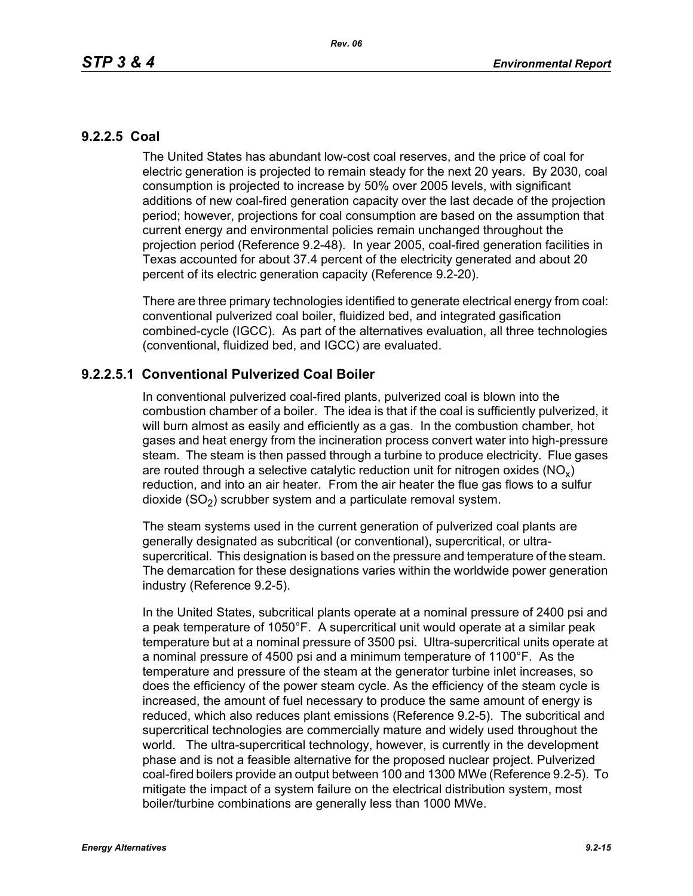### 9.2.2.5 Coal

The United States has abundant low-cost coal reserves, and the price of coal for electric generation is projected to remain steady for the next 20 years. By 2030, coal consumption is projected to increase by 50% over 2005 levels, with significant additions of new coal-fired generation capacity over the last decade of the projection period; however, projections for coal consumption are based on the assumption that current energy and environmental policies remain unchanged throughout the projection period (Reference 9.2-48). In year 2005, coal-fired generation facilities in Texas accounted for about 37.4 percent of the electricity generated and about 20 percent of its electric generation capacity (Reference 9.2-20).

There are three primary technologies identified to generate electrical energy from coal: conventional pulverized coal boiler, fluidized bed, and integrated gasification combined-cycle (IGCC). As part of the alternatives evaluation, all three technologies (conventional, fluidized bed, and IGCC) are evaluated.

#### 9.2.2.5.1 Conventional Pulverized Coal Boiler

In conventional pulverized coal-fired plants, pulverized coal is blown into the combustion chamber of a boiler. The idea is that if the coal is sufficiently pulverized, it will burn almost as easily and efficiently as a gas. In the combustion chamber, hot gases and heat energy from the incineration process convert water into high-pressure steam. The steam is then passed through a turbine to produce electricity. Flue gases are routed through a selective catalytic reduction unit for nitrogen oxides ($NO_x$) reduction, and into an air heater. From the air heater the flue gas flows to a sulfur dioxide ($SO_2$) scrubber system and a particulate removal system.

The steam systems used in the current generation of pulverized coal plants are generally designated as subcritical (or conventional), supercritical, or ultra-supercritical. This designation is based on the pressure and temperature of the steam. The demarcation for these designations varies within the worldwide power generation industry (Reference 9.2-5).

In the United States, subcritical plants operate at a nominal pressure of 2400 psi and a peak temperature of 1050°F. A supercritical unit would operate at a similar peak temperature but at a nominal pressure of 3500 psi. Ultra-supercritical units operate at a nominal pressure of 4500 psi and a minimum temperature of 1100°F. As the temperature and pressure of the steam at the generator turbine inlet increases, so does the efficiency of the power steam cycle. As the efficiency of the steam cycle is increased, the amount of fuel necessary to produce the same amount of energy is reduced, which also reduces plant emissions (Reference 9.2-5). The subcritical and supercritical technologies are commercially mature and widely used throughout the world. The ultra-supercritical technology, however, is currently in the development phase and is not a feasible alternative for the proposed nuclear project. Pulverized coal-fired boilers provide an output between 100 and 1300 MWe (Reference 9.2-5). To mitigate the impact of a system failure on the electrical distribution system, most boiler/turbine combinations are generally less than 1000 MWe.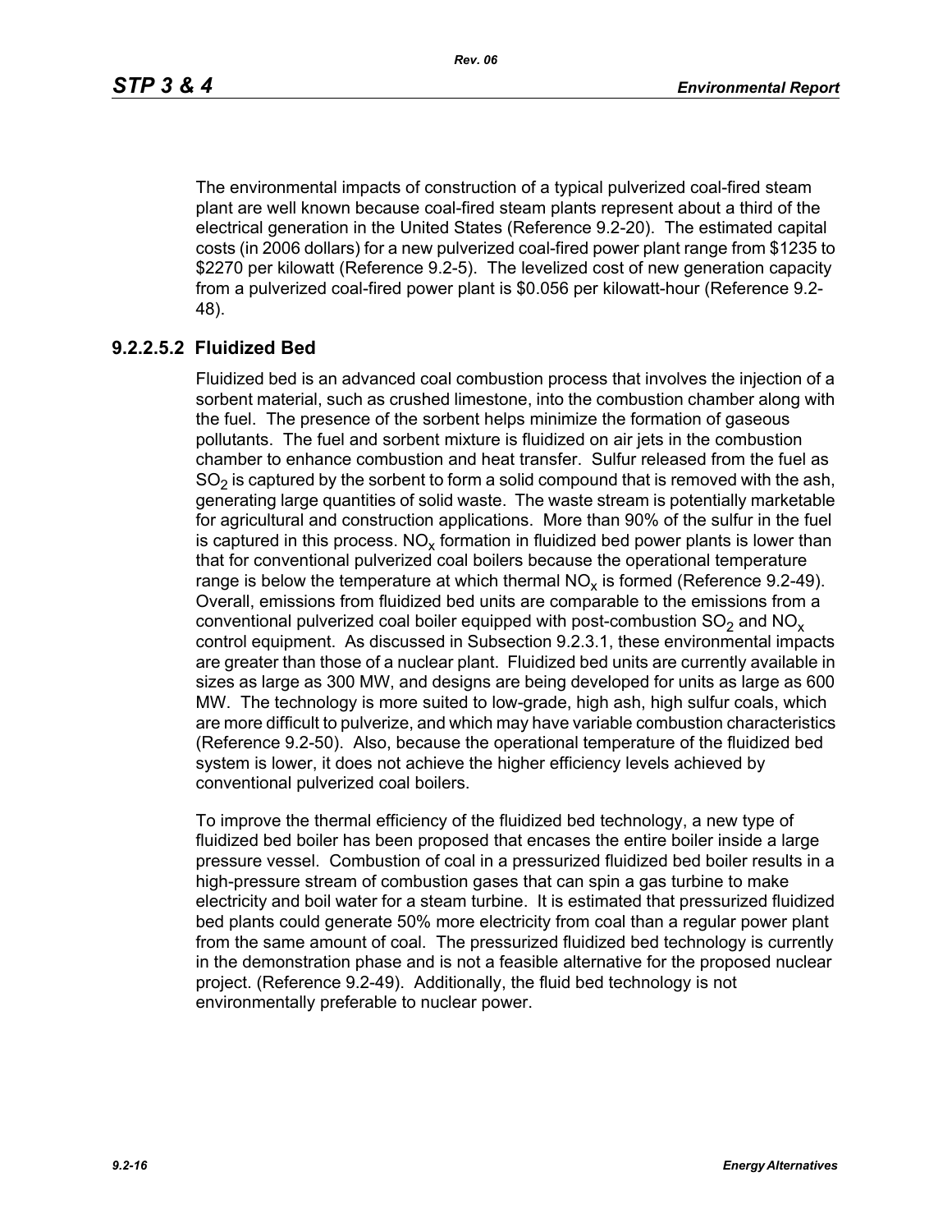The environmental impacts of construction of a typical pulverized coal-fired steam plant are well known because coal-fired steam plants represent about a third of the electrical generation in the United States (Reference 9.2-20). The estimated capital costs (in 2006 dollars) for a new pulverized coal-fired power plant range from $1235 to $2270 per kilowatt (Reference 9.2-5). The levelized cost of new generation capacity from a pulverized coal-fired power plant is $0.056 per kilowatt-hour (Reference 9.2-48).

#### 9.2.2.5.2 Fluidized Bed

Fluidized bed is an advanced coal combustion process that involves the injection of a sorbent material, such as crushed limestone, into the combustion chamber along with the fuel. The presence of the sorbent helps minimize the formation of gaseous pollutants. The fuel and sorbent mixture is fluidized on air jets in the combustion chamber to enhance combustion and heat transfer. Sulfur released from the fuel as $SO_2$ is captured by the sorbent to form a solid compound that is removed with the ash, generating large quantities of solid waste. The waste stream is potentially marketable for agricultural and construction applications. More than 90% of the sulfur in the fuel is captured in this process. $NO_x$ formation in fluidized bed power plants is lower than that for conventional pulverized coal boilers because the operational temperature range is below the temperature at which thermal $NO_x$ is formed (Reference 9.2-49). Overall, emissions from fluidized bed units are comparable to the emissions from a conventional pulverized coal boiler equipped with post-combustion $SO_2$ and $NO_x$ control equipment. As discussed in Subsection 9.2.3.1, these environmental impacts are greater than those of a nuclear plant. Fluidized bed units are currently available in sizes as large as 300 MW, and designs are being developed for units as large as 600 MW. The technology is more suited to low-grade, high ash, high sulfur coals, which are more difficult to pulverize, and which may have variable combustion characteristics (Reference 9.2-50). Also, because the operational temperature of the fluidized bed system is lower, it does not achieve the higher efficiency levels achieved by conventional pulverized coal boilers.

To improve the thermal efficiency of the fluidized bed technology, a new type of fluidized bed boiler has been proposed that encases the entire boiler inside a large pressure vessel. Combustion of coal in a pressurized fluidized bed boiler results in a high-pressure stream of combustion gases that can spin a gas turbine to make electricity and boil water for a steam turbine. It is estimated that pressurized fluidized bed plants could generate 50% more electricity from coal than a regular power plant from the same amount of coal. The pressurized fluidized bed technology is currently in the demonstration phase and is not a feasible alternative for the proposed nuclear project. (Reference 9.2-49). Additionally, the fluid bed technology is not environmentally preferable to nuclear power.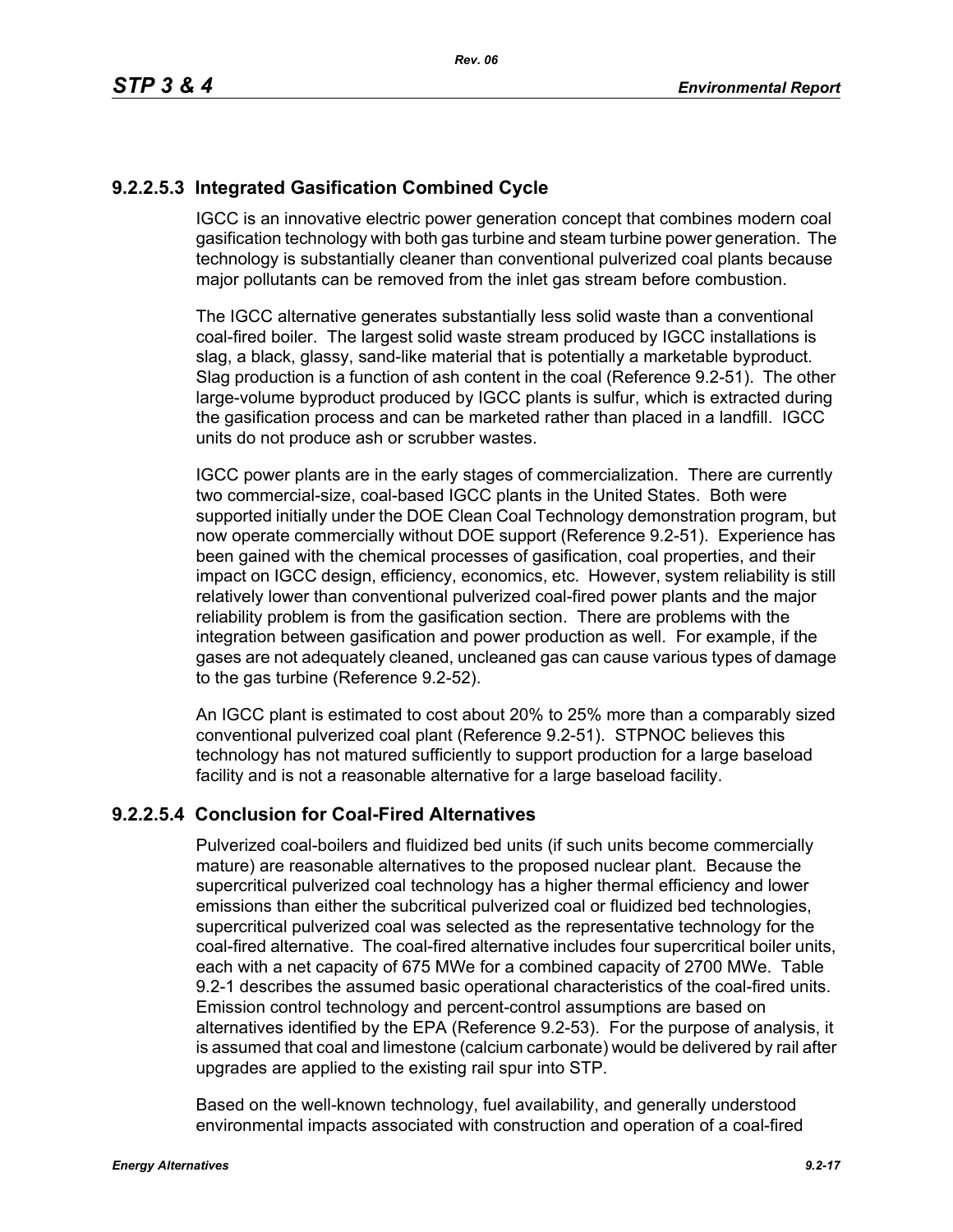### 9.2.2.5.3 Integrated Gasification Combined Cycle

IGCC is an innovative electric power generation concept that combines modern coal gasification technology with both gas turbine and steam turbine power generation. The technology is substantially cleaner than conventional pulverized coal plants because major pollutants can be removed from the inlet gas stream before combustion.

The IGCC alternative generates substantially less solid waste than a conventional coal-fired boiler. The largest solid waste stream produced by IGCC installations is slag, a black, glassy, sand-like material that is potentially a marketable byproduct. Slag production is a function of ash content in the coal (Reference 9.2-51). The other large-volume byproduct produced by IGCC plants is sulfur, which is extracted during the gasification process and can be marketed rather than placed in a landfill. IGCC units do not produce ash or scrubber wastes.

IGCC power plants are in the early stages of commercialization. There are currently two commercial-size, coal-based IGCC plants in the United States. Both were supported initially under the DOE Clean Coal Technology demonstration program, but now operate commercially without DOE support (Reference 9.2-51). Experience has been gained with the chemical processes of gasification, coal properties, and their impact on IGCC design, efficiency, economics, etc. However, system reliability is still relatively lower than conventional pulverized coal-fired power plants and the major reliability problem is from the gasification section. There are problems with the integration between gasification and power production as well. For example, if the gases are not adequately cleaned, uncleaned gas can cause various types of damage to the gas turbine (Reference 9.2-52).

An IGCC plant is estimated to cost about 20% to 25% more than a comparably sized conventional pulverized coal plant (Reference 9.2-51). STPNOC believes this technology has not matured sufficiently to support production for a large baseload facility and is not a reasonable alternative for a large baseload facility.

### 9.2.2.5.4 Conclusion for Coal-Fired Alternatives

Pulverized coal-boilers and fluidized bed units (if such units become commercially mature) are reasonable alternatives to the proposed nuclear plant. Because the supercritical pulverized coal technology has a higher thermal efficiency and lower emissions than either the subcritical pulverized coal or fluidized bed technologies, supercritical pulverized coal was selected as the representative technology for the coal-fired alternative. The coal-fired alternative includes four supercritical boiler units, each with a net capacity of 675 MWe for a combined capacity of 2700 MWe. Table 9.2-1 describes the assumed basic operational characteristics of the coal-fired units. Emission control technology and percent-control assumptions are based on alternatives identified by the EPA (Reference 9.2-53). For the purpose of analysis, it is assumed that coal and limestone (calcium carbonate) would be delivered by rail after upgrades are applied to the existing rail spur into STP.

Based on the well-known technology, fuel availability, and generally understood environmental impacts associated with construction and operation of a coal-fired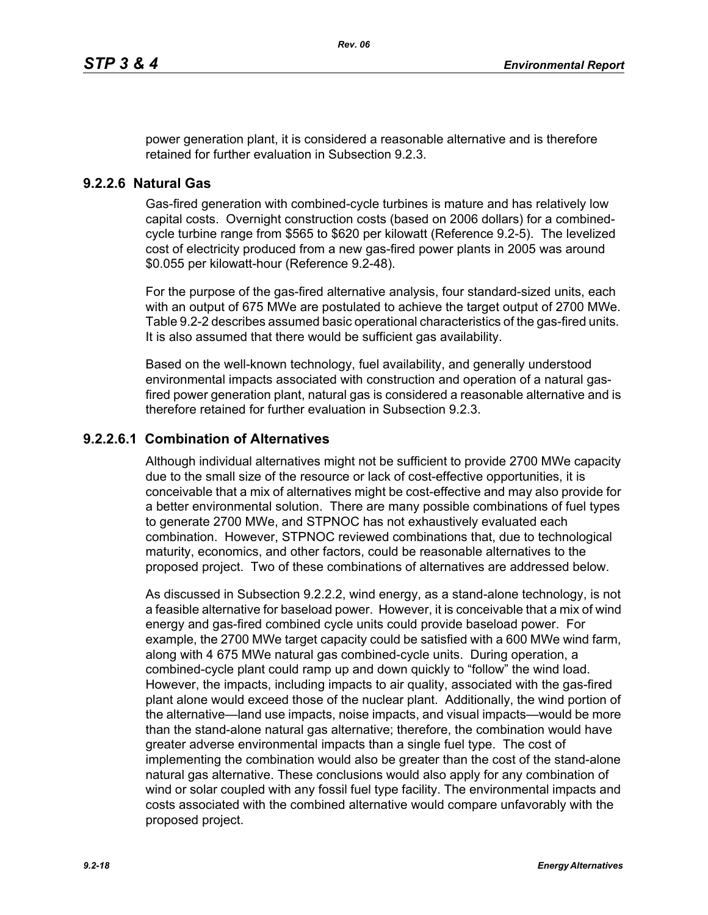power generation plant, it is considered a reasonable alternative and is therefore retained for further evaluation in Subsection 9.2.3.

### 9.2.2.6 Natural Gas

Gas-fired generation with combined-cycle turbines is mature and has relatively low capital costs. Overnight construction costs (based on 2006 dollars) for a combined-cycle turbine range from $565 to $620 per kilowatt (Reference 9.2-5). The levelized cost of electricity produced from a new gas-fired power plants in 2005 was around $0.055 per kilowatt-hour (Reference 9.2-48).

For the purpose of the gas-fired alternative analysis, four standard-sized units, each with an output of 675 MWe are postulated to achieve the target output of 2700 MWe. Table 9.2-2 describes assumed basic operational characteristics of the gas-fired units. It is also assumed that there would be sufficient gas availability.

Based on the well-known technology, fuel availability, and generally understood environmental impacts associated with construction and operation of a natural gas-fired power generation plant, natural gas is considered a reasonable alternative and is therefore retained for further evaluation in Subsection 9.2.3.

#### 9.2.2.6.1 Combination of Alternatives

Although individual alternatives might not be sufficient to provide 2700 MWe capacity due to the small size of the resource or lack of cost-effective opportunities, it is conceivable that a mix of alternatives might be cost-effective and may also provide for a better environmental solution. There are many possible combinations of fuel types to generate 2700 MWe, and STPNOC has not exhaustively evaluated each combination. However, STPNOC reviewed combinations that, due to technological maturity, economics, and other factors, could be reasonable alternatives to the proposed project. Two of these combinations of alternatives are addressed below.

As discussed in Subsection 9.2.2.2, wind energy, as a stand-alone technology, is not a feasible alternative for baseload power. However, it is conceivable that a mix of wind energy and gas-fired combined cycle units could provide baseload power. For example, the 2700 MWe target capacity could be satisfied with a 600 MWe wind farm, along with 4 675 MWe natural gas combined-cycle units. During operation, a combined-cycle plant could ramp up and down quickly to "follow" the wind load. However, the impacts, including impacts to air quality, associated with the gas-fired plant alone would exceed those of the nuclear plant. Additionally, the wind portion of the alternative—land use impacts, noise impacts, and visual impacts—would be more than the stand-alone natural gas alternative; therefore, the combination would have greater adverse environmental impacts than a single fuel type. The cost of implementing the combination would also be greater than the cost of the stand-alone natural gas alternative. These conclusions would also apply for any combination of wind or solar coupled with any fossil fuel type facility. The environmental impacts and costs associated with the combined alternative would compare unfavorably with the proposed project.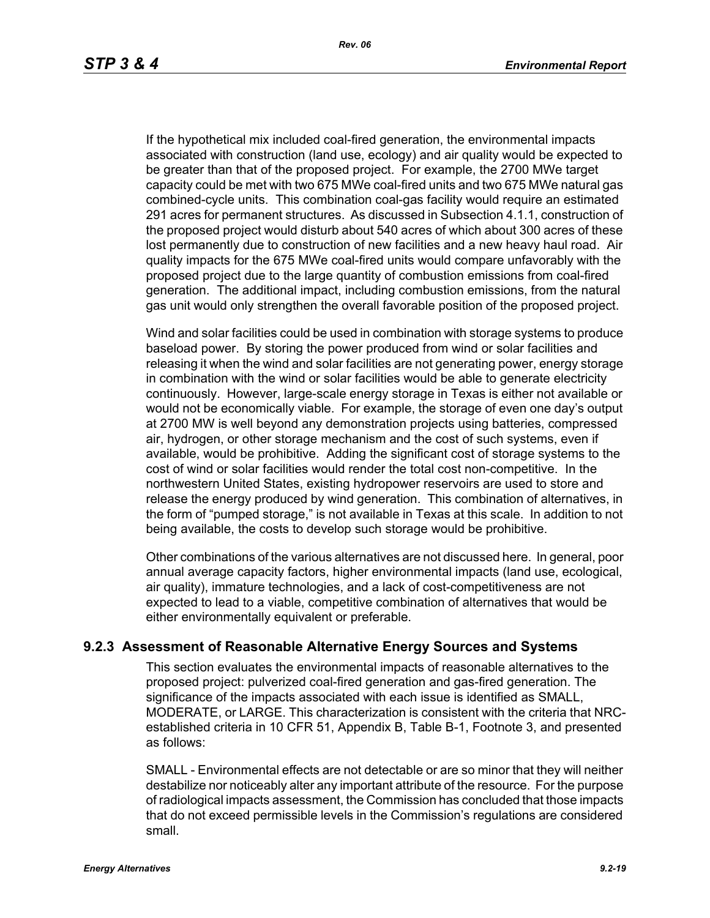If the hypothetical mix included coal-fired generation, the environmental impacts associated with construction (land use, ecology) and air quality would be expected to be greater than that of the proposed project. For example, the 2700 MWe target capacity could be met with two 675 MWe coal-fired units and two 675 MWe natural gas combined-cycle units. This combination coal-gas facility would require an estimated 291 acres for permanent structures. As discussed in Subsection 4.1.1, construction of the proposed project would disturb about 540 acres of which about 300 acres of these lost permanently due to construction of new facilities and a new heavy haul road. Air quality impacts for the 675 MWe coal-fired units would compare unfavorably with the proposed project due to the large quantity of combustion emissions from coal-fired generation. The additional impact, including combustion emissions, from the natural gas unit would only strengthen the overall favorable position of the proposed project.

Wind and solar facilities could be used in combination with storage systems to produce baseload power. By storing the power produced from wind or solar facilities and releasing it when the wind and solar facilities are not generating power, energy storage in combination with the wind or solar facilities would be able to generate electricity continuously. However, large-scale energy storage in Texas is either not available or would not be economically viable. For example, the storage of even one day's output at 2700 MW is well beyond any demonstration projects using batteries, compressed air, hydrogen, or other storage mechanism and the cost of such systems, even if available, would be prohibitive. Adding the significant cost of storage systems to the cost of wind or solar facilities would render the total cost non-competitive. In the northwestern United States, existing hydropower reservoirs are used to store and release the energy produced by wind generation. This combination of alternatives, in the form of "pumped storage," is not available in Texas at this scale. In addition to not being available, the costs to develop such storage would be prohibitive.

Other combinations of the various alternatives are not discussed here. In general, poor annual average capacity factors, higher environmental impacts (land use, ecological, air quality), immature technologies, and a lack of cost-competitiveness are not expected to lead to a viable, competitive combination of alternatives that would be either environmentally equivalent or preferable.

### 9.2.3 Assessment of Reasonable Alternative Energy Sources and Systems

This section evaluates the environmental impacts of reasonable alternatives to the proposed project: pulverized coal-fired generation and gas-fired generation. The significance of the impacts associated with each issue is identified as SMALL, MODERATE, or LARGE. This characterization is consistent with the criteria that NRC-established criteria in 10 CFR 51, Appendix B, Table B-1, Footnote 3, and presented as follows:

SMALL - Environmental effects are not detectable or are so minor that they will neither destabilize nor noticeably alter any important attribute of the resource. For the purpose of radiological impacts assessment, the Commission has concluded that those impacts that do not exceed permissible levels in the Commission's regulations are considered small.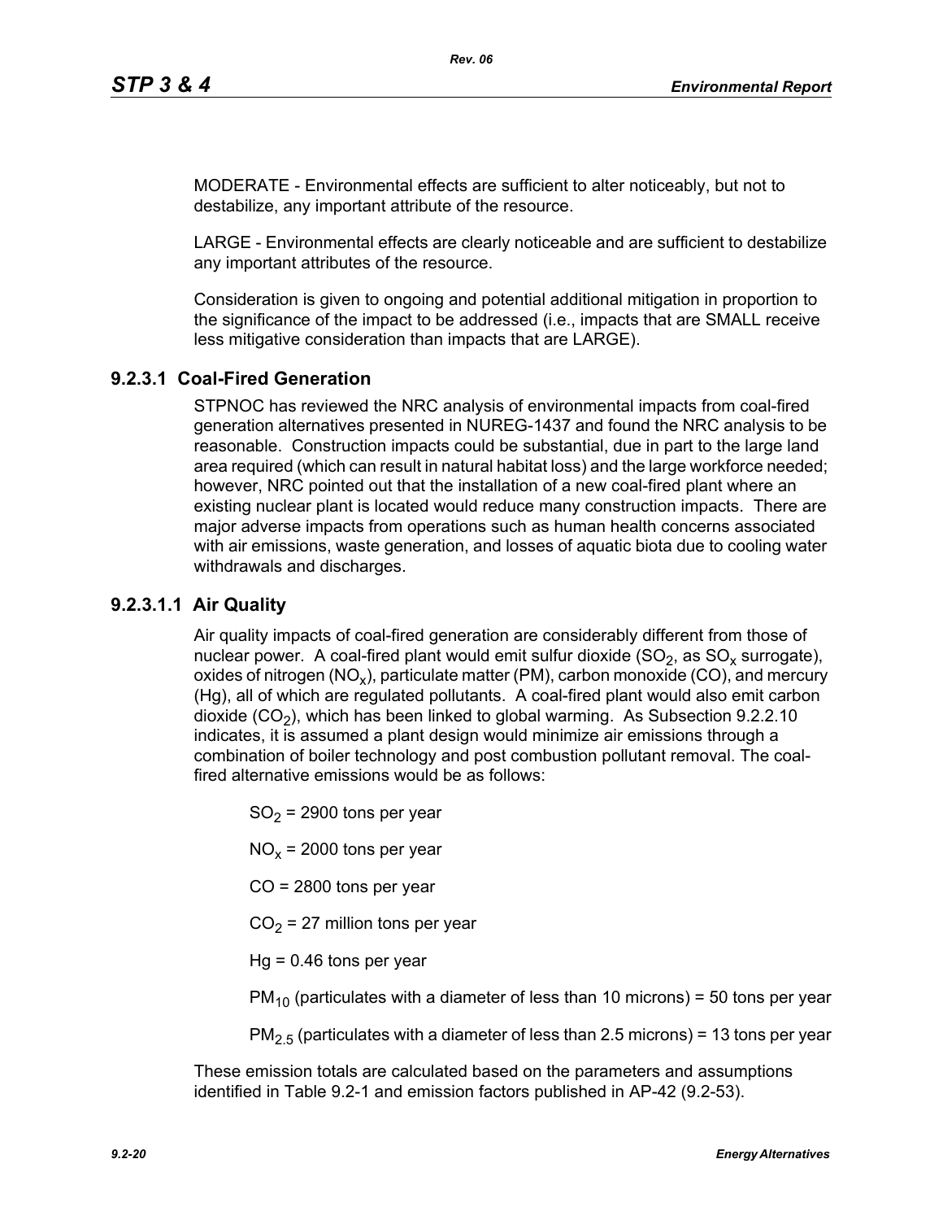MODERATE - Environmental effects are sufficient to alter noticeably, but not to destabilize, any important attribute of the resource.

LARGE - Environmental effects are clearly noticeable and are sufficient to destabilize any important attributes of the resource.

Consideration is given to ongoing and potential additional mitigation in proportion to the significance of the impact to be addressed (i.e., impacts that are SMALL receive less mitigative consideration than impacts that are LARGE).

### 9.2.3.1 Coal-Fired Generation

STPNOC has reviewed the NRC analysis of environmental impacts from coal-fired generation alternatives presented in NUREG-1437 and found the NRC analysis to be reasonable. Construction impacts could be substantial, due in part to the large land area required (which can result in natural habitat loss) and the large workforce needed; however, NRC pointed out that the installation of a new coal-fired plant where an existing nuclear plant is located would reduce many construction impacts. There are major adverse impacts from operations such as human health concerns associated with air emissions, waste generation, and losses of aquatic biota due to cooling water withdrawals and discharges.

#### 9.2.3.1.1 Air Quality

Air quality impacts of coal-fired generation are considerably different from those of nuclear power. A coal-fired plant would emit sulfur dioxide ($SO_2$, as $SO_x$ surrogate), oxides of nitrogen ($NO_x$), particulate matter (PM), carbon monoxide (CO), and mercury (Hg), all of which are regulated pollutants. A coal-fired plant would also emit carbon dioxide ($CO_2$), which has been linked to global warming. As Subsection 9.2.2.10 indicates, it is assumed a plant design would minimize air emissions through a combination of boiler technology and post combustion pollutant removal. The coal-fired alternative emissions would be as follows:

$SO_2$ = 2900 tons per year

$NO_x$ = 2000 tons per year

CO = 2800 tons per year

$CO_2$ = 27 million tons per year

Hg = 0.46 tons per year

$PM_{10}$ (particulates with a diameter of less than 10 microns) = 50 tons per year

$PM_{2.5}$ (particulates with a diameter of less than 2.5 microns) = 13 tons per year

These emission totals are calculated based on the parameters and assumptions identified in Table 9.2-1 and emission factors published in AP-42 (9.2-53).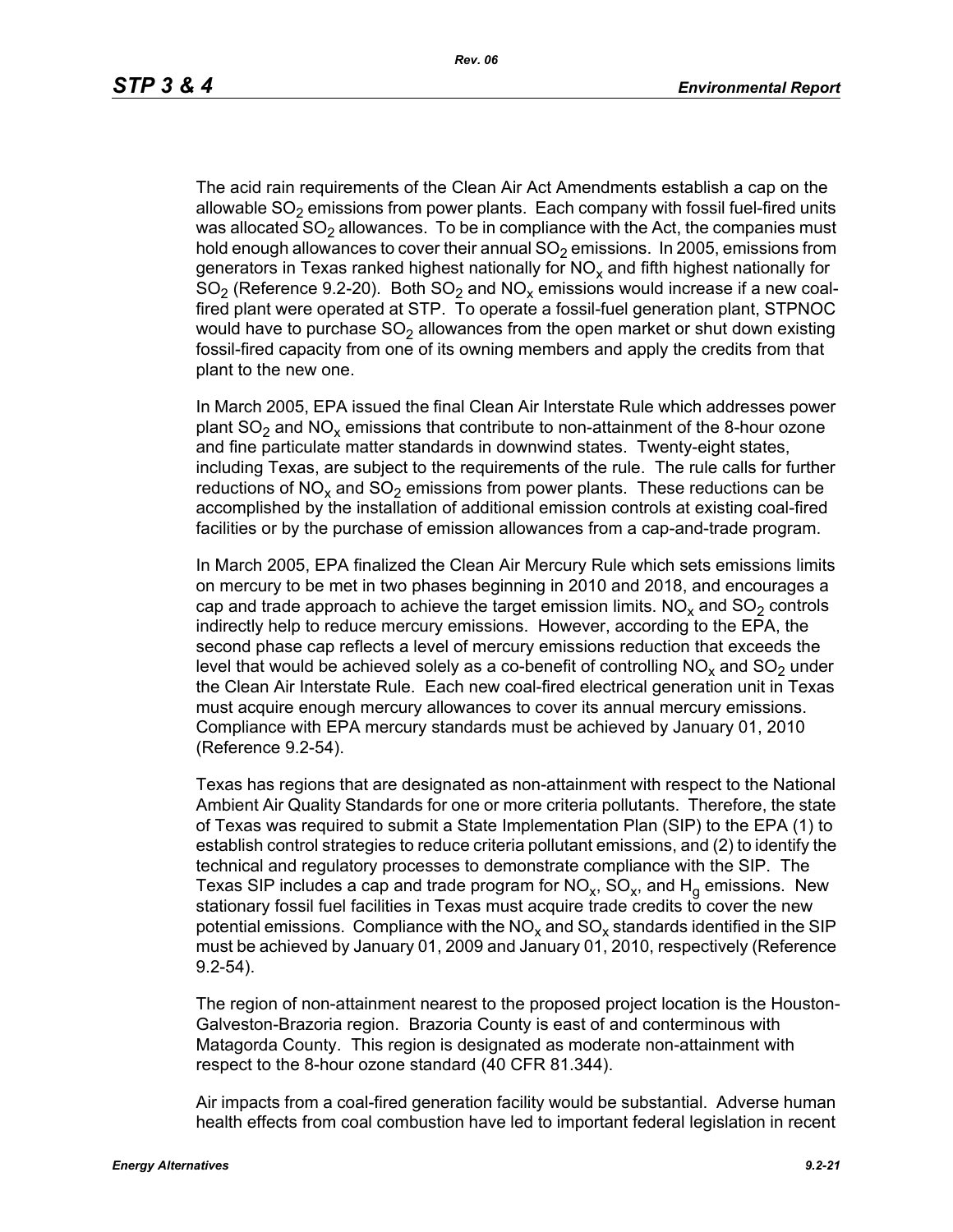The acid rain requirements of the Clean Air Act Amendments establish a cap on the allowable $SO_2$ emissions from power plants. Each company with fossil fuel-fired units was allocated $SO_2$ allowances. To be in compliance with the Act, the companies must hold enough allowances to cover their annual $SO_2$ emissions. In 2005, emissions from generators in Texas ranked highest nationally for $NO_x$ and fifth highest nationally for $SO_2$ (Reference 9.2-20). Both $SO_2$ and $NO_x$ emissions would increase if a new coal-fired plant were operated at STP. To operate a fossil-fuel generation plant, STPNOC would have to purchase $SO_2$ allowances from the open market or shut down existing fossil-fired capacity from one of its owning members and apply the credits from that plant to the new one.

In March 2005, EPA issued the final Clean Air Interstate Rule which addresses power plant $SO_2$ and $NO_x$ emissions that contribute to non-attainment of the 8-hour ozone and fine particulate matter standards in downwind states. Twenty-eight states, including Texas, are subject to the requirements of the rule. The rule calls for further reductions of $NO_x$ and $SO_2$ emissions from power plants. These reductions can be accomplished by the installation of additional emission controls at existing coal-fired facilities or by the purchase of emission allowances from a cap-and-trade program.

In March 2005, EPA finalized the Clean Air Mercury Rule which sets emissions limits on mercury to be met in two phases beginning in 2010 and 2018, and encourages a cap and trade approach to achieve the target emission limits. $NO_x$ and $SO_2$ controls indirectly help to reduce mercury emissions. However, according to the EPA, the second phase cap reflects a level of mercury emissions reduction that exceeds the level that would be achieved solely as a co-benefit of controlling $NO_x$ and $SO_2$ under the Clean Air Interstate Rule. Each new coal-fired electrical generation unit in Texas must acquire enough mercury allowances to cover its annual mercury emissions. Compliance with EPA mercury standards must be achieved by January 01, 2010 (Reference 9.2-54).

Texas has regions that are designated as non-attainment with respect to the National Ambient Air Quality Standards for one or more criteria pollutants. Therefore, the state of Texas was required to submit a State Implementation Plan (SIP) to the EPA (1) to establish control strategies to reduce criteria pollutant emissions, and (2) to identify the technical and regulatory processes to demonstrate compliance with the SIP. The Texas SIP includes a cap and trade program for $NO_x$, $SO_x$, and $H_g$ emissions. New stationary fossil fuel facilities in Texas must acquire trade credits to cover the new potential emissions. Compliance with the $NO_x$ and $SO_x$ standards identified in the SIP must be achieved by January 01, 2009 and January 01, 2010, respectively (Reference 9.2-54).

The region of non-attainment nearest to the proposed project location is the Houston-Galveston-Brazoria region. Brazoria County is east of and conterminous with Matagorda County. This region is designated as moderate non-attainment with respect to the 8-hour ozone standard (40 CFR 81.344).

Air impacts from a coal-fired generation facility would be substantial. Adverse human health effects from coal combustion have led to important federal legislation in recent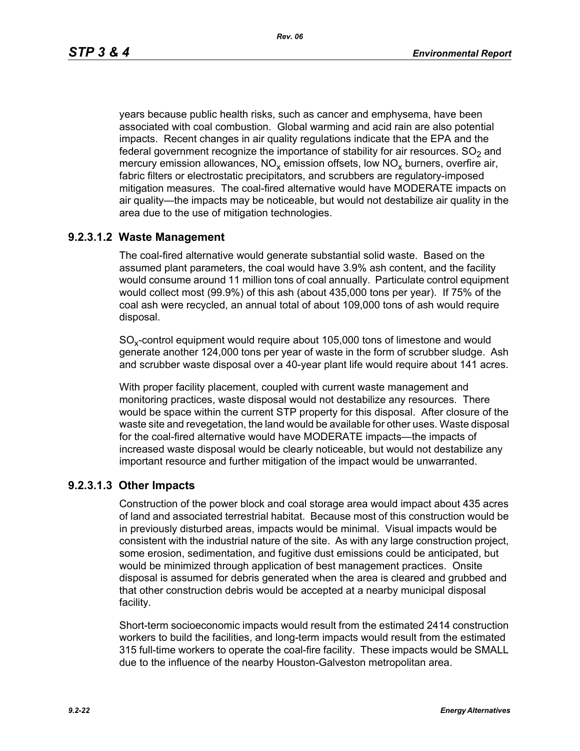years because public health risks, such as cancer and emphysema, have been associated with coal combustion. Global warming and acid rain are also potential impacts. Recent changes in air quality regulations indicate that the EPA and the federal government recognize the importance of stability for air resources. $SO_2$ and mercury emission allowances, $NO_x$ emission offsets, low $NO_x$ burners, overfire air, fabric filters or electrostatic precipitators, and scrubbers are regulatory-imposed mitigation measures. The coal-fired alternative would have MODERATE impacts on air quality—the impacts may be noticeable, but would not destabilize air quality in the area due to the use of mitigation technologies.

### 9.2.3.1.2 Waste Management

The coal-fired alternative would generate substantial solid waste. Based on the assumed plant parameters, the coal would have 3.9% ash content, and the facility would consume around 11 million tons of coal annually. Particulate control equipment would collect most (99.9%) of this ash (about 435,000 tons per year). If 75% of the coal ash were recycled, an annual total of about 109,000 tons of ash would require disposal.

$SO_x$-control equipment would require about 105,000 tons of limestone and would generate another 124,000 tons per year of waste in the form of scrubber sludge. Ash and scrubber waste disposal over a 40-year plant life would require about 141 acres.

With proper facility placement, coupled with current waste management and monitoring practices, waste disposal would not destabilize any resources. There would be space within the current STP property for this disposal. After closure of the waste site and revegetation, the land would be available for other uses. Waste disposal for the coal-fired alternative would have MODERATE impacts—the impacts of increased waste disposal would be clearly noticeable, but would not destabilize any important resource and further mitigation of the impact would be unwarranted.

### 9.2.3.1.3 Other Impacts

Construction of the power block and coal storage area would impact about 435 acres of land and associated terrestrial habitat. Because most of this construction would be in previously disturbed areas, impacts would be minimal. Visual impacts would be consistent with the industrial nature of the site. As with any large construction project, some erosion, sedimentation, and fugitive dust emissions could be anticipated, but would be minimized through application of best management practices. Onsite disposal is assumed for debris generated when the area is cleared and grubbed and that other construction debris would be accepted at a nearby municipal disposal facility.

Short-term socioeconomic impacts would result from the estimated 2414 construction workers to build the facilities, and long-term impacts would result from the estimated 315 full-time workers to operate the coal-fire facility. These impacts would be SMALL due to the influence of the nearby Houston-Galveston metropolitan area.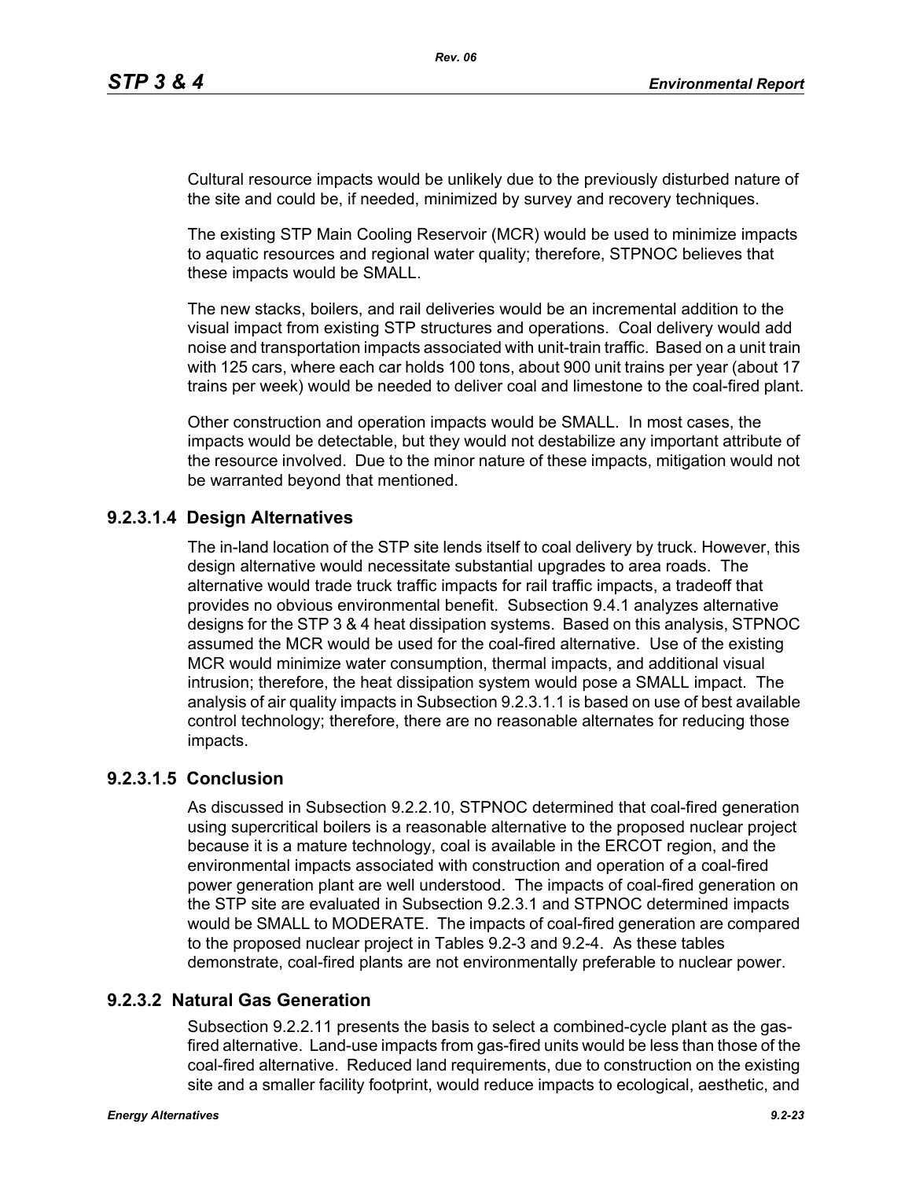Cultural resource impacts would be unlikely due to the previously disturbed nature of the site and could be, if needed, minimized by survey and recovery techniques.

The existing STP Main Cooling Reservoir (MCR) would be used to minimize impacts to aquatic resources and regional water quality; therefore, STPNOC believes that these impacts would be SMALL.

The new stacks, boilers, and rail deliveries would be an incremental addition to the visual impact from existing STP structures and operations. Coal delivery would add noise and transportation impacts associated with unit-train traffic. Based on a unit train with 125 cars, where each car holds 100 tons, about 900 unit trains per year (about 17 trains per week) would be needed to deliver coal and limestone to the coal-fired plant.

Other construction and operation impacts would be SMALL. In most cases, the impacts would be detectable, but they would not destabilize any important attribute of the resource involved. Due to the minor nature of these impacts, mitigation would not be warranted beyond that mentioned.

#### 9.2.3.1.4 Design Alternatives

The in-land location of the STP site lends itself to coal delivery by truck. However, this design alternative would necessitate substantial upgrades to area roads. The alternative would trade truck traffic impacts for rail traffic impacts, a tradeoff that provides no obvious environmental benefit. Subsection 9.4.1 analyzes alternative designs for the STP 3 & 4 heat dissipation systems. Based on this analysis, STPNOC assumed the MCR would be used for the coal-fired alternative. Use of the existing MCR would minimize water consumption, thermal impacts, and additional visual intrusion; therefore, the heat dissipation system would pose a SMALL impact. The analysis of air quality impacts in Subsection 9.2.3.1.1 is based on use of best available control technology; therefore, there are no reasonable alternates for reducing those impacts.

#### 9.2.3.1.5 Conclusion

As discussed in Subsection 9.2.2.10, STPNOC determined that coal-fired generation using supercritical boilers is a reasonable alternative to the proposed nuclear project because it is a mature technology, coal is available in the ERCOT region, and the environmental impacts associated with construction and operation of a coal-fired power generation plant are well understood. The impacts of coal-fired generation on the STP site are evaluated in Subsection 9.2.3.1 and STPNOC determined impacts would be SMALL to MODERATE. The impacts of coal-fired generation are compared to the proposed nuclear project in Tables 9.2-3 and 9.2-4. As these tables demonstrate, coal-fired plants are not environmentally preferable to nuclear power.

### 9.2.3.2 Natural Gas Generation

Subsection 9.2.2.11 presents the basis to select a combined-cycle plant as the gas-fired alternative. Land-use impacts from gas-fired units would be less than those of the coal-fired alternative. Reduced land requirements, due to construction on the existing site and a smaller facility footprint, would reduce impacts to ecological, aesthetic, and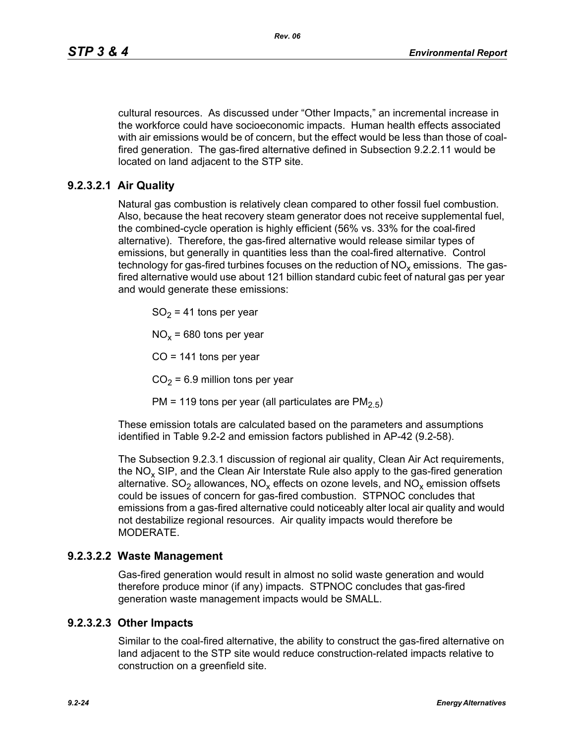cultural resources. As discussed under "Other Impacts," an incremental increase in the workforce could have socioeconomic impacts. Human health effects associated with air emissions would be of concern, but the effect would be less than those of coal-fired generation. The gas-fired alternative defined in Subsection 9.2.2.11 would be located on land adjacent to the STP site.

### 9.2.3.2.1 Air Quality

Natural gas combustion is relatively clean compared to other fossil fuel combustion. Also, because the heat recovery steam generator does not receive supplemental fuel, the combined-cycle operation is highly efficient (56% vs. 33% for the coal-fired alternative). Therefore, the gas-fired alternative would release similar types of emissions, but generally in quantities less than the coal-fired alternative. Control technology for gas-fired turbines focuses on the reduction of $NO_x$ emissions. The gas-fired alternative would use about 121 billion standard cubic feet of natural gas per year and would generate these emissions:

$SO_2$ = 41 tons per year

$NO_x$ = 680 tons per year

CO = 141 tons per year

$CO_2$ = 6.9 million tons per year

PM = 119 tons per year (all particulates are $PM_{2.5}$)

These emission totals are calculated based on the parameters and assumptions identified in Table 9.2-2 and emission factors published in AP-42 (9.2-58).

The Subsection 9.2.3.1 discussion of regional air quality, Clean Air Act requirements, the $NO_x$ SIP, and the Clean Air Interstate Rule also apply to the gas-fired generation alternative. $SO_2$ allowances, $NO_x$ effects on ozone levels, and $NO_x$ emission offsets could be issues of concern for gas-fired combustion. STPNOC concludes that emissions from a gas-fired alternative could noticeably alter local air quality and would not destabilize regional resources. Air quality impacts would therefore be MODERATE.

### 9.2.3.2.2 Waste Management

Gas-fired generation would result in almost no solid waste generation and would therefore produce minor (if any) impacts. STPNOC concludes that gas-fired generation waste management impacts would be SMALL.

### 9.2.3.2.3 Other Impacts

Similar to the coal-fired alternative, the ability to construct the gas-fired alternative on land adjacent to the STP site would reduce construction-related impacts relative to construction on a greenfield site.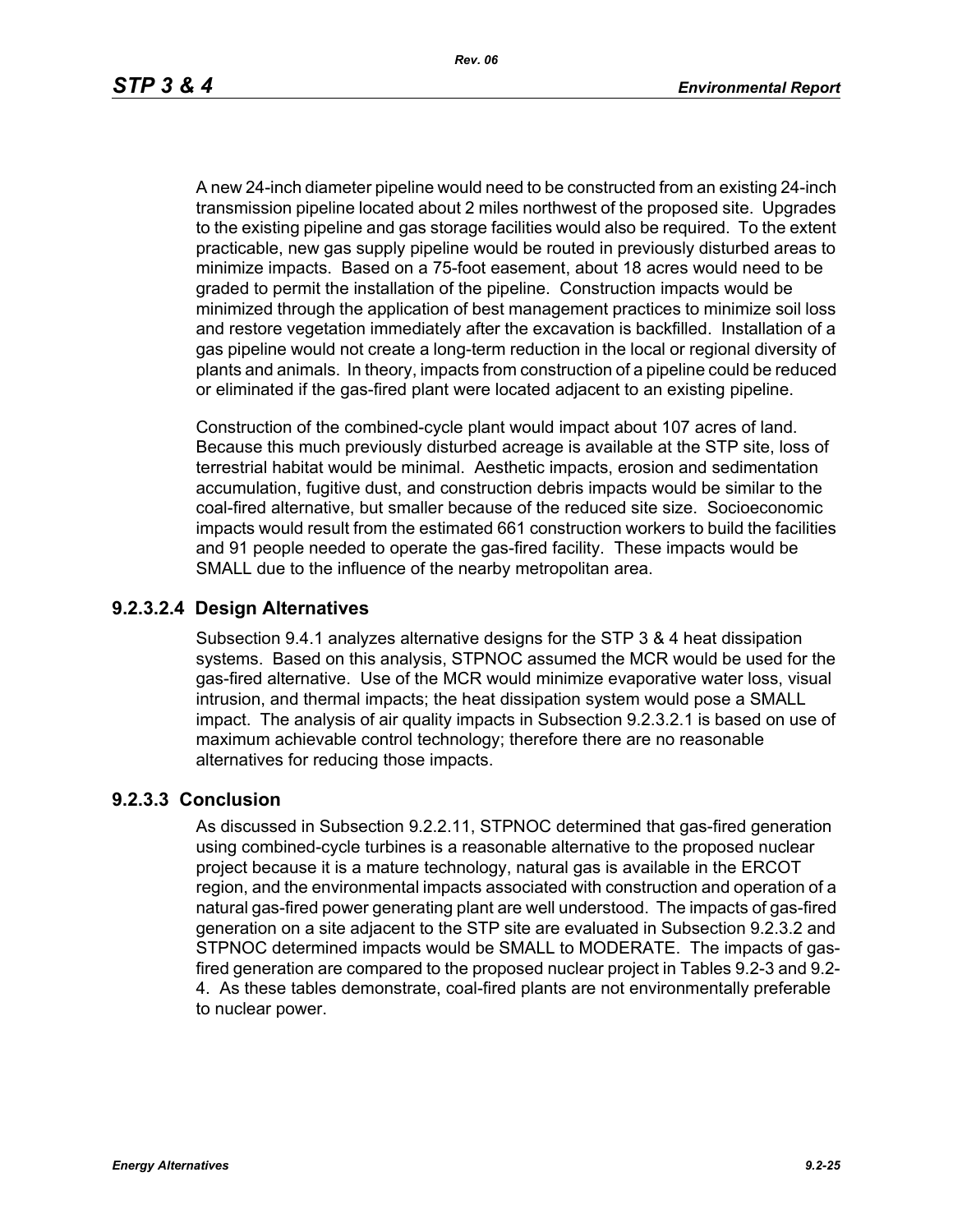A new 24-inch diameter pipeline would need to be constructed from an existing 24-inch transmission pipeline located about 2 miles northwest of the proposed site. Upgrades to the existing pipeline and gas storage facilities would also be required. To the extent practicable, new gas supply pipeline would be routed in previously disturbed areas to minimize impacts. Based on a 75-foot easement, about 18 acres would need to be graded to permit the installation of the pipeline. Construction impacts would be minimized through the application of best management practices to minimize soil loss and restore vegetation immediately after the excavation is backfilled. Installation of a gas pipeline would not create a long-term reduction in the local or regional diversity of plants and animals. In theory, impacts from construction of a pipeline could be reduced or eliminated if the gas-fired plant were located adjacent to an existing pipeline.

Construction of the combined-cycle plant would impact about 107 acres of land. Because this much previously disturbed acreage is available at the STP site, loss of terrestrial habitat would be minimal. Aesthetic impacts, erosion and sedimentation accumulation, fugitive dust, and construction debris impacts would be similar to the coal-fired alternative, but smaller because of the reduced site size. Socioeconomic impacts would result from the estimated 661 construction workers to build the facilities and 91 people needed to operate the gas-fired facility. These impacts would be SMALL due to the influence of the nearby metropolitan area.

#### 9.2.3.2.4 Design Alternatives

Subsection 9.4.1 analyzes alternative designs for the STP 3 & 4 heat dissipation systems. Based on this analysis, STPNOC assumed the MCR would be used for the gas-fired alternative. Use of the MCR would minimize evaporative water loss, visual intrusion, and thermal impacts; the heat dissipation system would pose a SMALL impact. The analysis of air quality impacts in Subsection 9.2.3.2.1 is based on use of maximum achievable control technology; therefore there are no reasonable alternatives for reducing those impacts.

### 9.2.3.3 Conclusion

As discussed in Subsection 9.2.2.11, STPNOC determined that gas-fired generation using combined-cycle turbines is a reasonable alternative to the proposed nuclear project because it is a mature technology, natural gas is available in the ERCOT region, and the environmental impacts associated with construction and operation of a natural gas-fired power generating plant are well understood. The impacts of gas-fired generation on a site adjacent to the STP site are evaluated in Subsection 9.2.3.2 and STPNOC determined impacts would be SMALL to MODERATE. The impacts of gas-fired generation are compared to the proposed nuclear project in Tables 9.2-3 and 9.2-4. As these tables demonstrate, coal-fired plants are not environmentally preferable to nuclear power.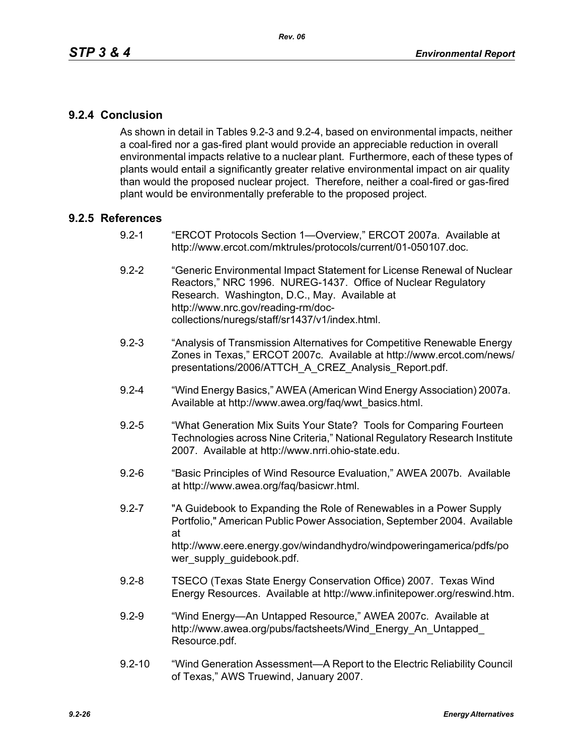### 9.2.4 Conclusion

As shown in detail in Tables 9.2-3 and 9.2-4, based on environmental impacts, neither a coal-fired nor a gas-fired plant would provide an appreciable reduction in overall environmental impacts relative to a nuclear plant. Furthermore, each of these types of plants would entail a significantly greater relative environmental impact on air quality than would the proposed nuclear project. Therefore, neither a coal-fired or gas-fired plant would be environmentally preferable to the proposed project.

### 9.2.5 References

9.2-1 "ERCOT Protocols Section 1—Overview," ERCOT 2007a. Available at http://www.ercot.com/mktrules/protocols/current/01-050107.doc.

9.2-2 "Generic Environmental Impact Statement for License Renewal of Nuclear Reactors," NRC 1996. NUREG-1437. Office of Nuclear Regulatory Research. Washington, D.C., May. Available at http://www.nrc.gov/reading-rm/doc-collections/nuregs/staff/sr1437/v1/index.html.

9.2-3 "Analysis of Transmission Alternatives for Competitive Renewable Energy Zones in Texas," ERCOT 2007c. Available at http://www.ercot.com/news/presentations/2006/ATTCH_A_CREZ_Analysis_Report.pdf.

9.2-4 "Wind Energy Basics," AWEA (American Wind Energy Association) 2007a. Available at http://www.awea.org/faq/wwt_basics.html.

9.2-5 "What Generation Mix Suits Your State? Tools for Comparing Fourteen Technologies across Nine Criteria," National Regulatory Research Institute 2007. Available at http://www.nrri.ohio-state.edu.

9.2-6 "Basic Principles of Wind Resource Evaluation," AWEA 2007b. Available at http://www.awea.org/faq/basicwr.html.

9.2-7 "A Guidebook to Expanding the Role of Renewables in a Power Supply Portfolio," American Public Power Association, September 2004. Available at http://www.eere.energy.gov/windandhydro/windpoweringamerica/pdfs/power_supply_guidebook.pdf.

9.2-8 TSECO (Texas State Energy Conservation Office) 2007. Texas Wind Energy Resources. Available at http://www.infinitepower.org/reswind.htm.

9.2-9 "Wind Energy—An Untapped Resource," AWEA 2007c. Available at http://www.awea.org/pubs/factsheets/Wind_Energy_An_Untapped_Resource.pdf.

9.2-10 "Wind Generation Assessment—A Report to the Electric Reliability Council of Texas," AWS Truewind, January 2007.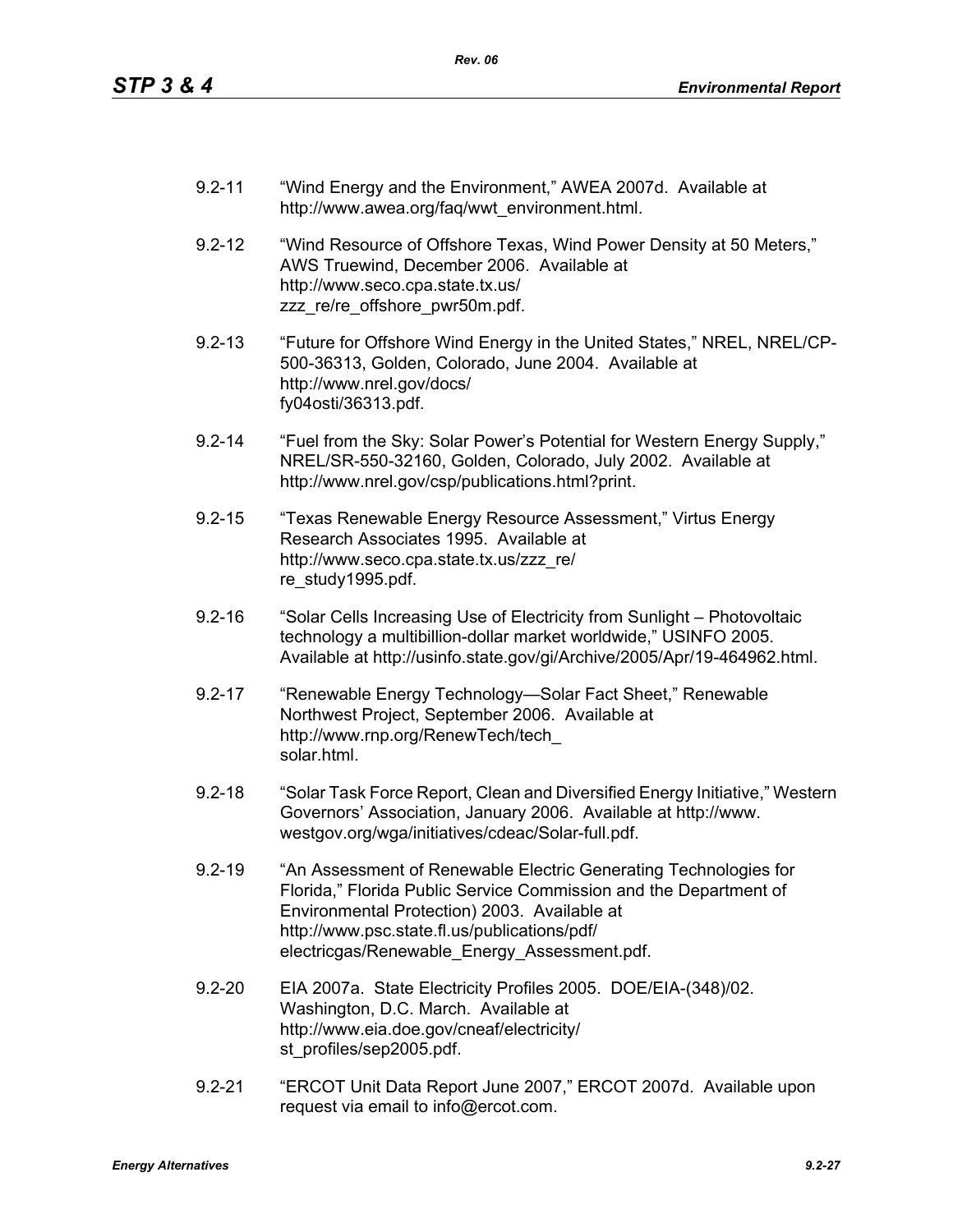9.2-11 "Wind Energy and the Environment," AWEA 2007d. Available at http://www.awea.org/faq/wwt_environment.html.

9.2-12 "Wind Resource of Offshore Texas, Wind Power Density at 50 Meters," AWS Truewind, December 2006. Available at http://www.seco.cpa.state.tx.us/zzz_re/re_offshore_pwr50m.pdf.

9.2-13 "Future for Offshore Wind Energy in the United States," NREL, NREL/CP-500-36313, Golden, Colorado, June 2004. Available at http://www.nrel.gov/docs/fy04osti/36313.pdf.

9.2-14 "Fuel from the Sky: Solar Power's Potential for Western Energy Supply," NREL/SR-550-32160, Golden, Colorado, July 2002. Available at http://www.nrel.gov/csp/publications.html?print.

9.2-15 "Texas Renewable Energy Resource Assessment," Virtus Energy Research Associates 1995. Available at http://www.seco.cpa.state.tx.us/zzz_re/re_study1995.pdf.

9.2-16 "Solar Cells Increasing Use of Electricity from Sunlight – Photovoltaic technology a multibillion-dollar market worldwide," USINFO 2005. Available at http://usinfo.state.gov/gi/Archive/2005/Apr/19-464962.html.

9.2-17 "Renewable Energy Technology—Solar Fact Sheet," Renewable Northwest Project, September 2006. Available at http://www.rnp.org/RenewTech/tech_solar.html.

9.2-18 "Solar Task Force Report, Clean and Diversified Energy Initiative," Western Governors' Association, January 2006. Available at http://www.westgov.org/wga/initiatives/cdeac/Solar-full.pdf.

9.2-19 "An Assessment of Renewable Electric Generating Technologies for Florida," Florida Public Service Commission and the Department of Environmental Protection) 2003. Available at http://www.psc.state.fl.us/publications/pdf/electricgas/Renewable_Energy_Assessment.pdf.

9.2-20 EIA 2007a. State Electricity Profiles 2005. DOE/EIA-(348)/02. Washington, D.C. March. Available at http://www.eia.doe.gov/cneaf/electricity/st_profiles/sep2005.pdf.

9.2-21 "ERCOT Unit Data Report June 2007," ERCOT 2007d. Available upon request via email to info@ercot.com.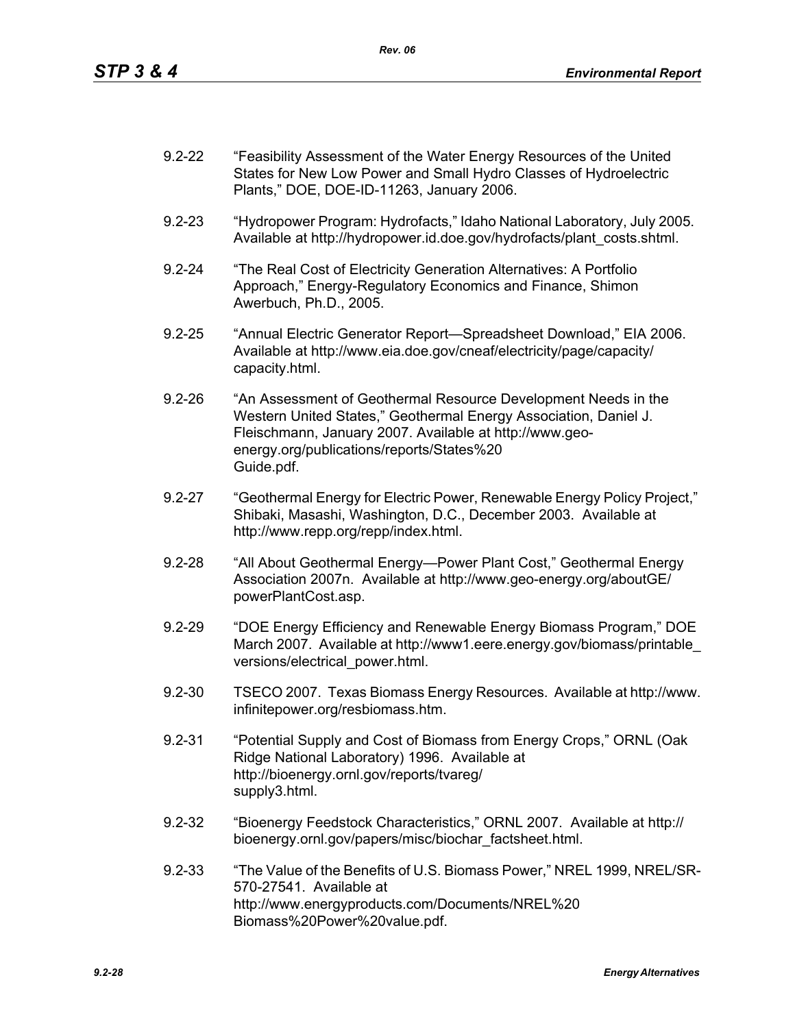9.2-22 “Feasibility Assessment of the Water Energy Resources of the United States for New Low Power and Small Hydro Classes of Hydroelectric Plants,” DOE, DOE-ID-11263, January 2006.

9.2-23 “Hydropower Program: Hydrofacts,” Idaho National Laboratory, July 2005. Available at http://hydropower.id.doe.gov/hydrofacts/plant_costs.shtml.

9.2-24 “The Real Cost of Electricity Generation Alternatives: A Portfolio Approach,” Energy-Regulatory Economics and Finance, Shimon Awerbuch, Ph.D., 2005.

9.2-25 “Annual Electric Generator Report—Spreadsheet Download,” EIA 2006. Available at http://www.eia.doe.gov/cneaf/electricity/page/capacity/capacity.html.

9.2-26 “An Assessment of Geothermal Resource Development Needs in the Western United States,” Geothermal Energy Association, Daniel J. Fleischmann, January 2007. Available at http://www.geo-energy.org/publications/reports/States%20Guide.pdf.

9.2-27 “Geothermal Energy for Electric Power, Renewable Energy Policy Project,” Shibaki, Masashi, Washington, D.C., December 2003. Available at http://www.repp.org/repp/index.html.

9.2-28 “All About Geothermal Energy—Power Plant Cost,” Geothermal Energy Association 2007n. Available at http://www.geo-energy.org/aboutGE/powerPlantCost.asp.

9.2-29 “DOE Energy Efficiency and Renewable Energy Biomass Program,” DOE March 2007. Available at http://www1.eere.energy.gov/biomass/printable_versions/electrical_power.html.

9.2-30 TSECO 2007. Texas Biomass Energy Resources. Available at http://www.infinitepower.org/resbiomass.htm.

9.2-31 “Potential Supply and Cost of Biomass from Energy Crops,” ORNL (Oak Ridge National Laboratory) 1996. Available at http://bioenergy.ornl.gov/reports/tvareg/supply3.html.

9.2-32 “Bioenergy Feedstock Characteristics,” ORNL 2007. Available at http://bioenergy.ornl.gov/papers/misc/biochar_factsheet.html.

9.2-33 “The Value of the Benefits of U.S. Biomass Power,” NREL 1999, NREL/SR-570-27541. Available at http://www.energyproducts.com/Documents/NREL%20Biomass%20Power%20value.pdf.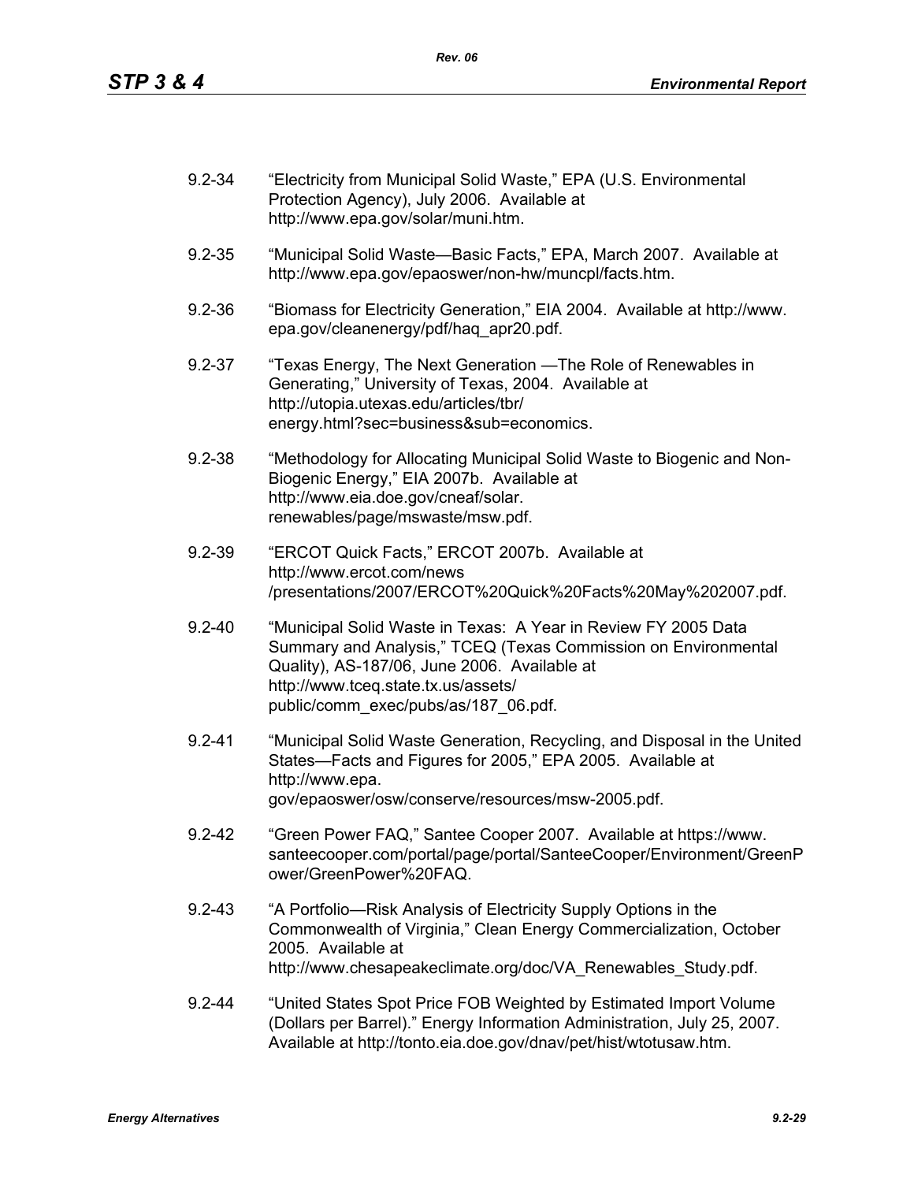9.2-34 "Electricity from Municipal Solid Waste," EPA (U.S. Environmental Protection Agency), July 2006. Available at http://www.epa.gov/solar/muni.htm.

9.2-35 "Municipal Solid Waste—Basic Facts," EPA, March 2007. Available at http://www.epa.gov/epaoswer/non-hw/muncpl/facts.htm.

9.2-36 "Biomass for Electricity Generation," EIA 2004. Available at http://www.epa.gov/cleanenergy/pdf/haq_apr20.pdf.

9.2-37 "Texas Energy, The Next Generation —The Role of Renewables in Generating," University of Texas, 2004. Available at http://utopia.utexas.edu/articles/tbr/energy.html?sec=business&sub=economics.

9.2-38 "Methodology for Allocating Municipal Solid Waste to Biogenic and Non-Biogenic Energy," EIA 2007b. Available at http://www.eia.doe.gov/cneaf/solar.renewables/page/mswaste/msw.pdf.

9.2-39 "ERCOT Quick Facts," ERCOT 2007b. Available at http://www.ercot.com/news/presentations/2007/ERCOT%20Quick%20Facts%20May%202007.pdf.

9.2-40 "Municipal Solid Waste in Texas: A Year in Review FY 2005 Data Summary and Analysis," TCEQ (Texas Commission on Environmental Quality), AS-187/06, June 2006. Available at http://www.tceq.state.tx.us/assets/public/comm_exec/pubs/as/187_06.pdf.

9.2-41 "Municipal Solid Waste Generation, Recycling, and Disposal in the United States—Facts and Figures for 2005," EPA 2005. Available at http://www.epa.gov/epaoswer/osw/conserve/resources/msw-2005.pdf.

9.2-42 "Green Power FAQ," Santee Cooper 2007. Available at https://www.santeecooper.com/portal/page/portal/SanteeCooper/Environment/GreenPower/GreenPower%20FAQ.

9.2-43 "A Portfolio—Risk Analysis of Electricity Supply Options in the Commonwealth of Virginia," Clean Energy Commercialization, October 2005. Available at http://www.chesapeakeclimate.org/doc/VA_Renewables_Study.pdf.

9.2-44 "United States Spot Price FOB Weighted by Estimated Import Volume (Dollars per Barrel)." Energy Information Administration, July 25, 2007. Available at http://tonto.eia.doe.gov/dnav/pet/hist/wtotusaw.htm.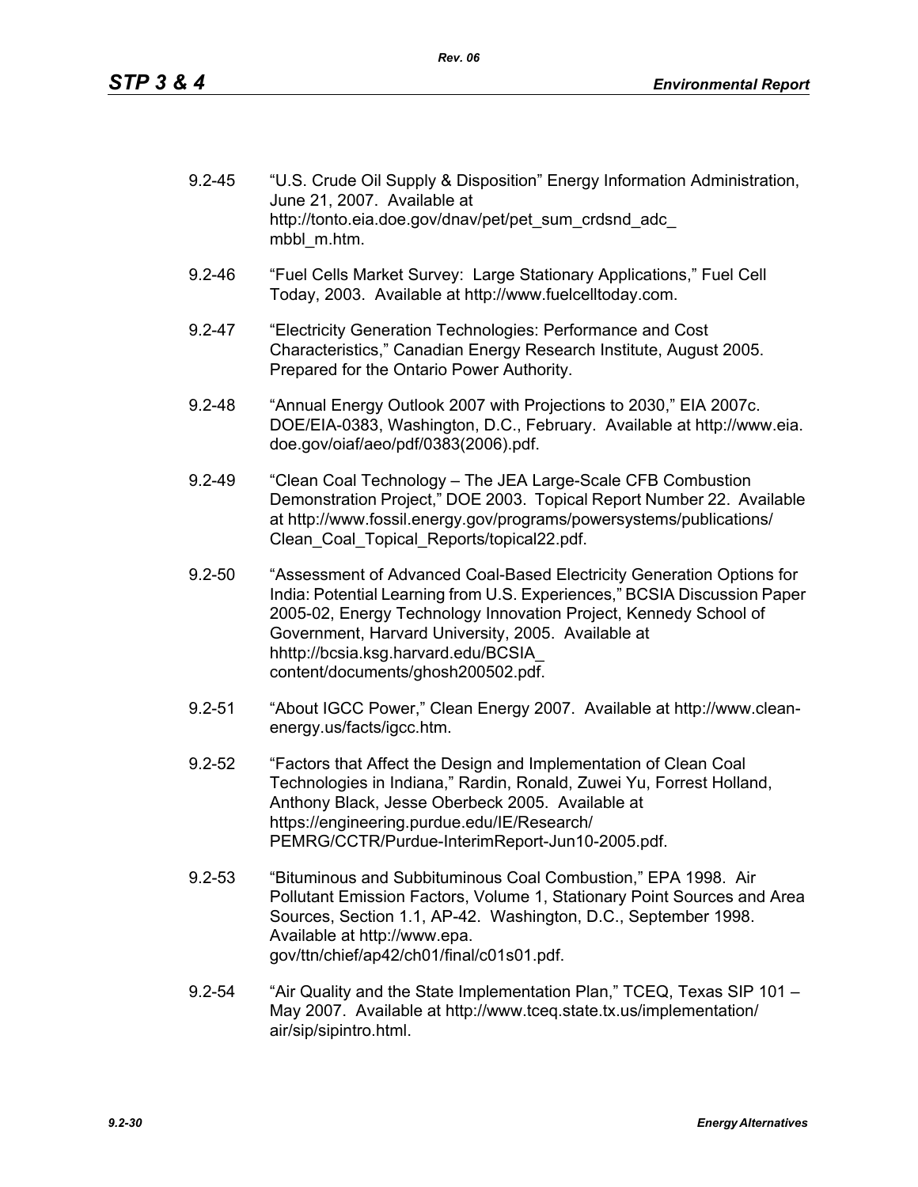9.2-45 "U.S. Crude Oil Supply & Disposition" Energy Information Administration, June 21, 2007. Available at http://tonto.eia.doe.gov/dnav/pet/pet_sum_crdsnd_adc_mbbl_m.htm.

9.2-46 "Fuel Cells Market Survey: Large Stationary Applications," Fuel Cell Today, 2003. Available at http://www.fuelcelltoday.com.

9.2-47 "Electricity Generation Technologies: Performance and Cost Characteristics," Canadian Energy Research Institute, August 2005. Prepared for the Ontario Power Authority.

9.2-48 "Annual Energy Outlook 2007 with Projections to 2030," EIA 2007c. DOE/EIA-0383, Washington, D.C., February. Available at http://www.eia.doe.gov/oiaf/aeo/pdf/0383(2006).pdf.

9.2-49 "Clean Coal Technology – The JEA Large-Scale CFB Combustion Demonstration Project," DOE 2003. Topical Report Number 22. Available at http://www.fossil.energy.gov/programs/powersystems/publications/Clean_Coal_Topical_Reports/topical22.pdf.

9.2-50 "Assessment of Advanced Coal-Based Electricity Generation Options for India: Potential Learning from U.S. Experiences," BCSIA Discussion Paper 2005-02, Energy Technology Innovation Project, Kennedy School of Government, Harvard University, 2005. Available at hhttp://bcsia.ksg.harvard.edu/BCSIA_content/documents/ghosh200502.pdf.

9.2-51 "About IGCC Power," Clean Energy 2007. Available at http://www.clean-energy.us/facts/igcc.htm.

9.2-52 "Factors that Affect the Design and Implementation of Clean Coal Technologies in Indiana," Rardin, Ronald, Zuwei Yu, Forrest Holland, Anthony Black, Jesse Oberbeck 2005. Available at https://engineering.purdue.edu/IE/Research/PEMRG/CCTR/Purdue-InterimReport-Jun10-2005.pdf.

9.2-53 "Bituminous and Subbituminous Coal Combustion," EPA 1998. Air Pollutant Emission Factors, Volume 1, Stationary Point Sources and Area Sources, Section 1.1, AP-42. Washington, D.C., September 1998. Available at http://www.epa.gov/ttn/chief/ap42/ch01/final/c01s01.pdf.

9.2-54 "Air Quality and the State Implementation Plan," TCEQ, Texas SIP 101 – May 2007. Available at http://www.tceq.state.tx.us/implementation/air/sip/sipintro.html.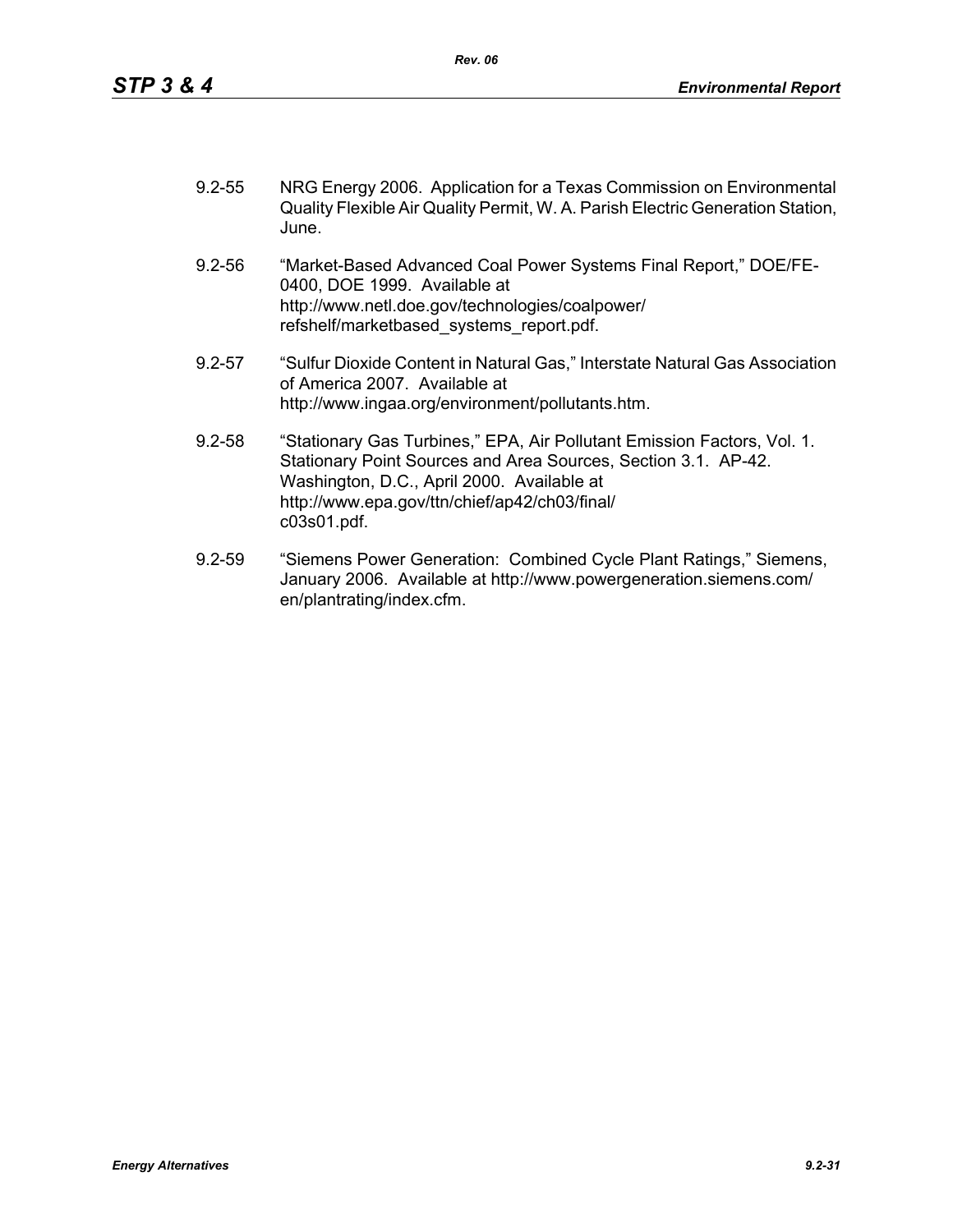9.2-55 NRG Energy 2006. Application for a Texas Commission on Environmental Quality Flexible Air Quality Permit, W. A. Parish Electric Generation Station, June.

9.2-56 "Market-Based Advanced Coal Power Systems Final Report," DOE/FE-0400, DOE 1999. Available at http://www.netl.doe.gov/technologies/coalpower/refshelf/marketbased_systems_report.pdf.

9.2-57 "Sulfur Dioxide Content in Natural Gas," Interstate Natural Gas Association of America 2007. Available at http://www.ingaa.org/environment/pollutants.htm.

9.2-58 "Stationary Gas Turbines," EPA, Air Pollutant Emission Factors, Vol. 1. Stationary Point Sources and Area Sources, Section 3.1. AP-42. Washington, D.C., April 2000. Available at http://www.epa.gov/ttn/chief/ap42/ch03/final/c03s01.pdf.

9.2-59 "Siemens Power Generation: Combined Cycle Plant Ratings," Siemens, January 2006. Available at http://www.powergeneration.siemens.com/en/plantrating/index.cfm.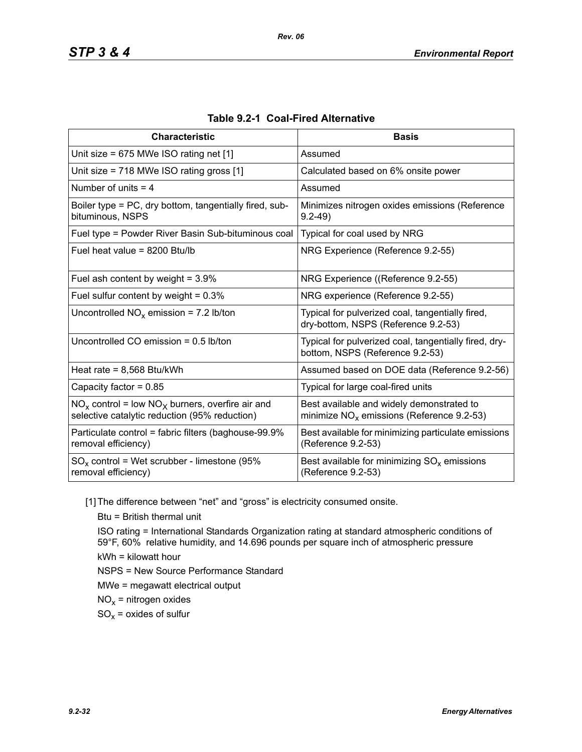**Table 9.2-1 Coal-Fired Alternative**

| Characteristic | Basis |
|---|---|
| Unit size = 675 MWe ISO rating net [1] | Assumed |
| Unit size = 718 MWe ISO rating gross [1] | Calculated based on 6% onsite power |
| Number of units = 4 | Assumed |
| Boiler type = PC, dry bottom, tangentially fired, sub-bituminous, NSPS | Minimizes nitrogen oxides emissions (Reference 9.2-49) |
| Fuel type = Powder River Basin Sub-bituminous coal | Typical for coal used by NRG |
| Fuel heat value = 8200 Btu/lb | NRG Experience (Reference 9.2-55) |
| Fuel ash content by weight = 3.9% | NRG Experience ((Reference 9.2-55) |
| Fuel sulfur content by weight = 0.3% | NRG experience (Reference 9.2-55) |
| Uncontrolled $NO_x$ emission = 7.2 lb/ton | Typical for pulverized coal, tangentially fired, dry-bottom, NSPS (Reference 9.2-53) |
| Uncontrolled CO emission = 0.5 lb/ton | Typical for pulverized coal, tangentially fired, dry-bottom, NSPS (Reference 9.2-53) |
| Heat rate = 8,568 Btu/kWh | Assumed based on DOE data (Reference 9.2-56) |
| Capacity factor = 0.85 | Typical for large coal-fired units |
| $NO_x$ control = low $NO_X$ burners, overfire air and selective catalytic reduction (95% reduction) | Best available and widely demonstrated to minimize $NO_x$ emissions (Reference 9.2-53) |
| Particulate control = fabric filters (baghouse-99.9% removal efficiency) | Best available for minimizing particulate emissions (Reference 9.2-53) |
| $SO_x$ control = Wet scrubber - limestone (95% removal efficiency) | Best available for minimizing $SO_x$ emissions (Reference 9.2-53) |

[1] The difference between "net" and "gross" is electricity consumed onsite.

Btu = British thermal unit

ISO rating = International Standards Organization rating at standard atmospheric conditions of 59°F, 60% relative humidity, and 14.696 pounds per square inch of atmospheric pressure

kWh = kilowatt hour

NSPS = New Source Performance Standard

MWe = megawatt electrical output

$NO_x$ = nitrogen oxides

$SO_x$ = oxides of sulfur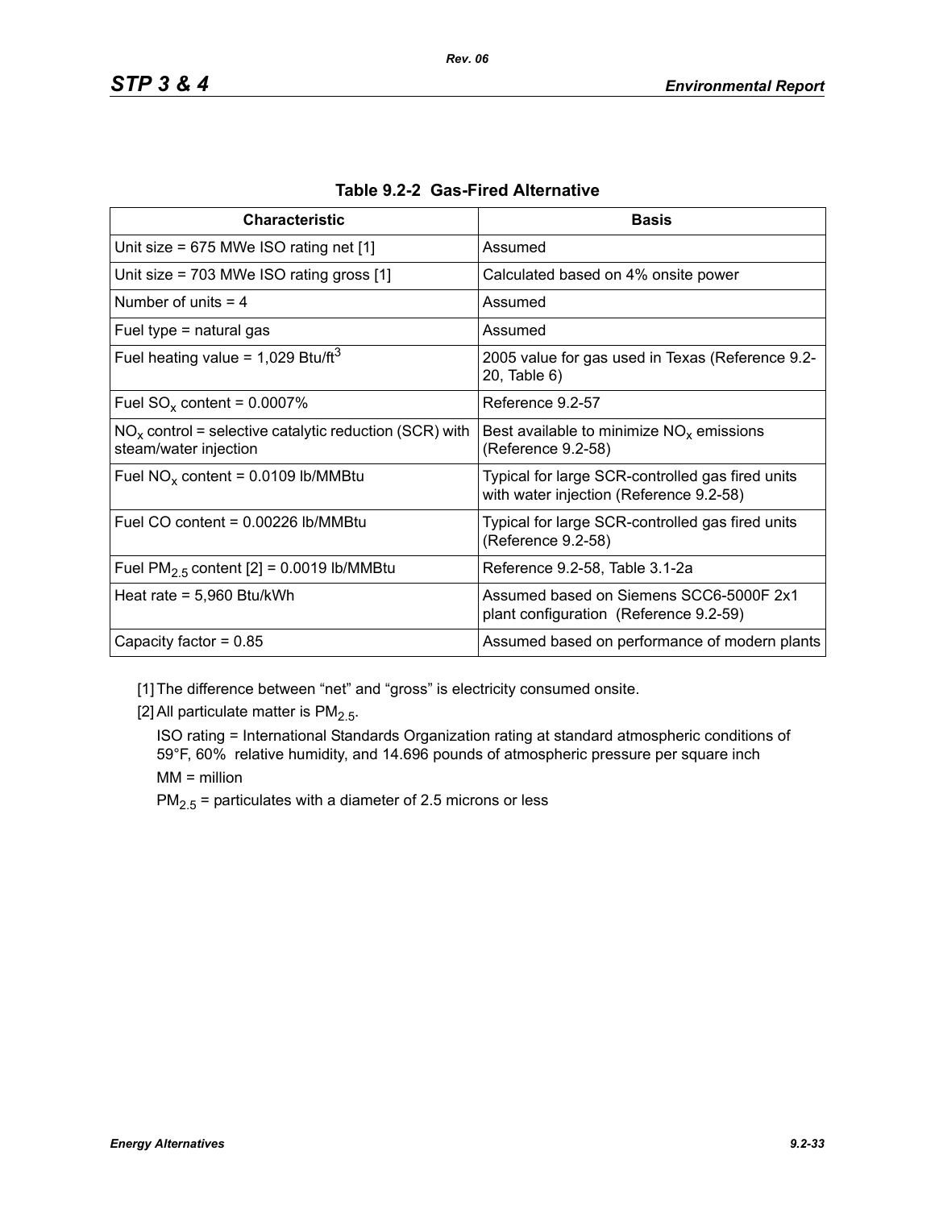**Table 9.2-2 Gas-Fired Alternative**

| Characteristic | Basis |
| --- | --- |
| Unit size = 675 MWe ISO rating net [1] | Assumed |
| Unit size = 703 MWe ISO rating gross [1] | Calculated based on 4% onsite power |
| Number of units = 4 | Assumed |
| Fuel type = natural gas | Assumed |
| Fuel heating value = 1,029 Btu/ft$^3$ | 2005 value for gas used in Texas (Reference 9.2-20, Table 6) |
| Fuel $SO_x$ content = 0.0007% | Reference 9.2-57 |
| $NO_x$ control = selective catalytic reduction (SCR) with steam/water injection | Best available to minimize $NO_x$ emissions (Reference 9.2-58) |
| Fuel $NO_x$ content = 0.0109 lb/MMBtu | Typical for large SCR-controlled gas fired units with water injection (Reference 9.2-58) |
| Fuel CO content = 0.00226 lb/MMBtu | Typical for large SCR-controlled gas fired units (Reference 9.2-58) |
| Fuel $PM_{2.5}$ content [2] = 0.0019 lb/MMBtu | Reference 9.2-58, Table 3.1-2a |
| Heat rate = 5,960 Btu/kWh | Assumed based on Siemens SCC6-5000F 2x1 plant configuration (Reference 9.2-59) |
| Capacity factor = 0.85 | Assumed based on performance of modern plants |

[1] The difference between "net" and "gross" is electricity consumed onsite.

[2] All particulate matter is $PM_{2.5}$.

ISO rating = International Standards Organization rating at standard atmospheric conditions of 59°F, 60% relative humidity, and 14.696 pounds of atmospheric pressure per square inch

MM = million

$PM_{2.5}$ = particulates with a diameter of 2.5 microns or less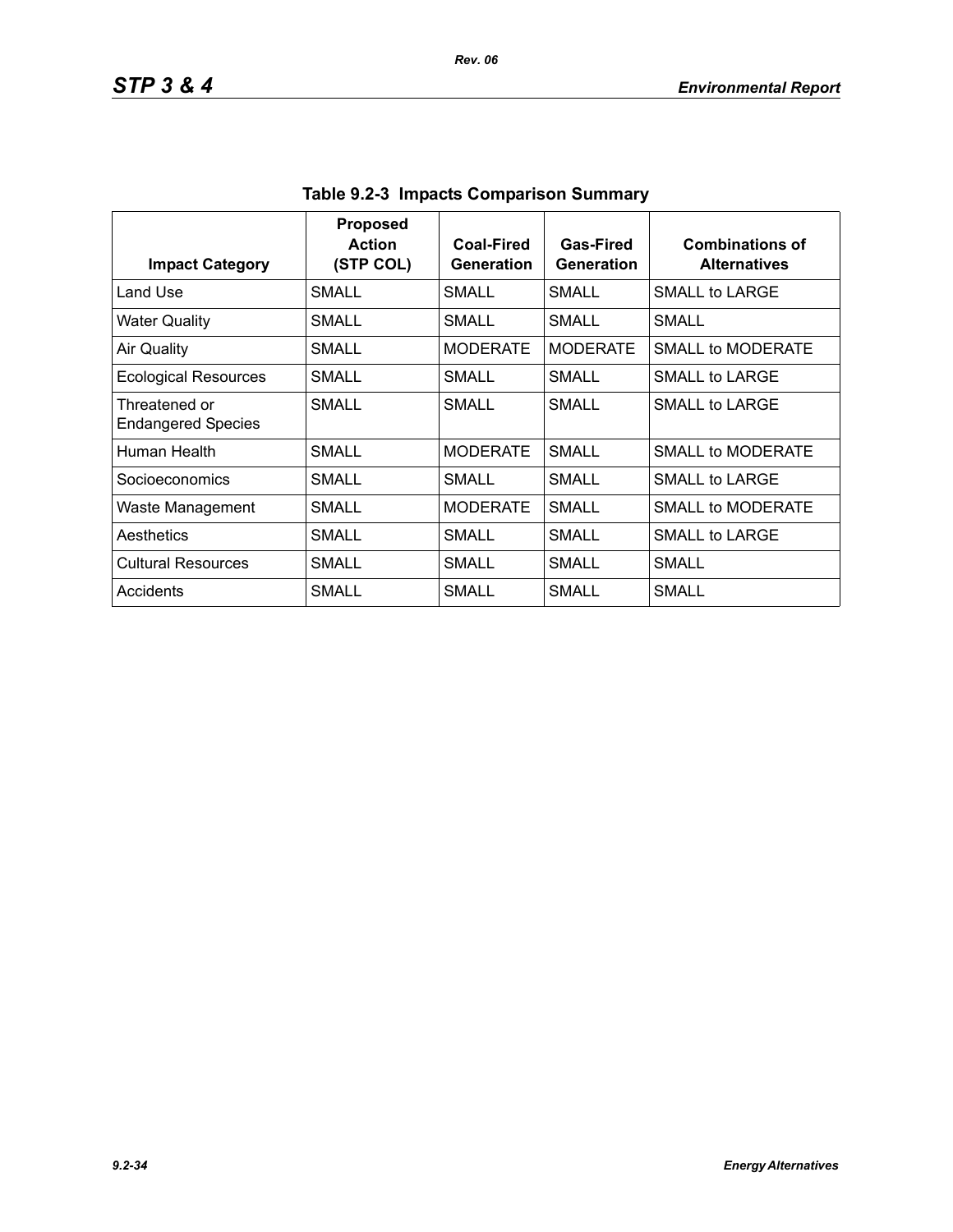**Table 9.2-3 Impacts Comparison Summary**

| Impact Category | Proposed Action (STP COL) | Coal-Fired Generation | Gas-Fired Generation | Combinations of Alternatives |
|---|---|---|---|---|
| Land Use | SMALL | SMALL | SMALL | SMALL to LARGE |
| Water Quality | SMALL | SMALL | SMALL | SMALL |
| Air Quality | SMALL | MODERATE | MODERATE | SMALL to MODERATE |
| Ecological Resources | SMALL | SMALL | SMALL | SMALL to LARGE |
| Threatened or Endangered Species | SMALL | SMALL | SMALL | SMALL to LARGE |
| Human Health | SMALL | MODERATE | SMALL | SMALL to MODERATE |
| Socioeconomics | SMALL | SMALL | SMALL | SMALL to LARGE |
| Waste Management | SMALL | MODERATE | SMALL | SMALL to MODERATE |
| Aesthetics | SMALL | SMALL | SMALL | SMALL to LARGE |
| Cultural Resources | SMALL | SMALL | SMALL | SMALL |
| Accidents | SMALL | SMALL | SMALL | SMALL |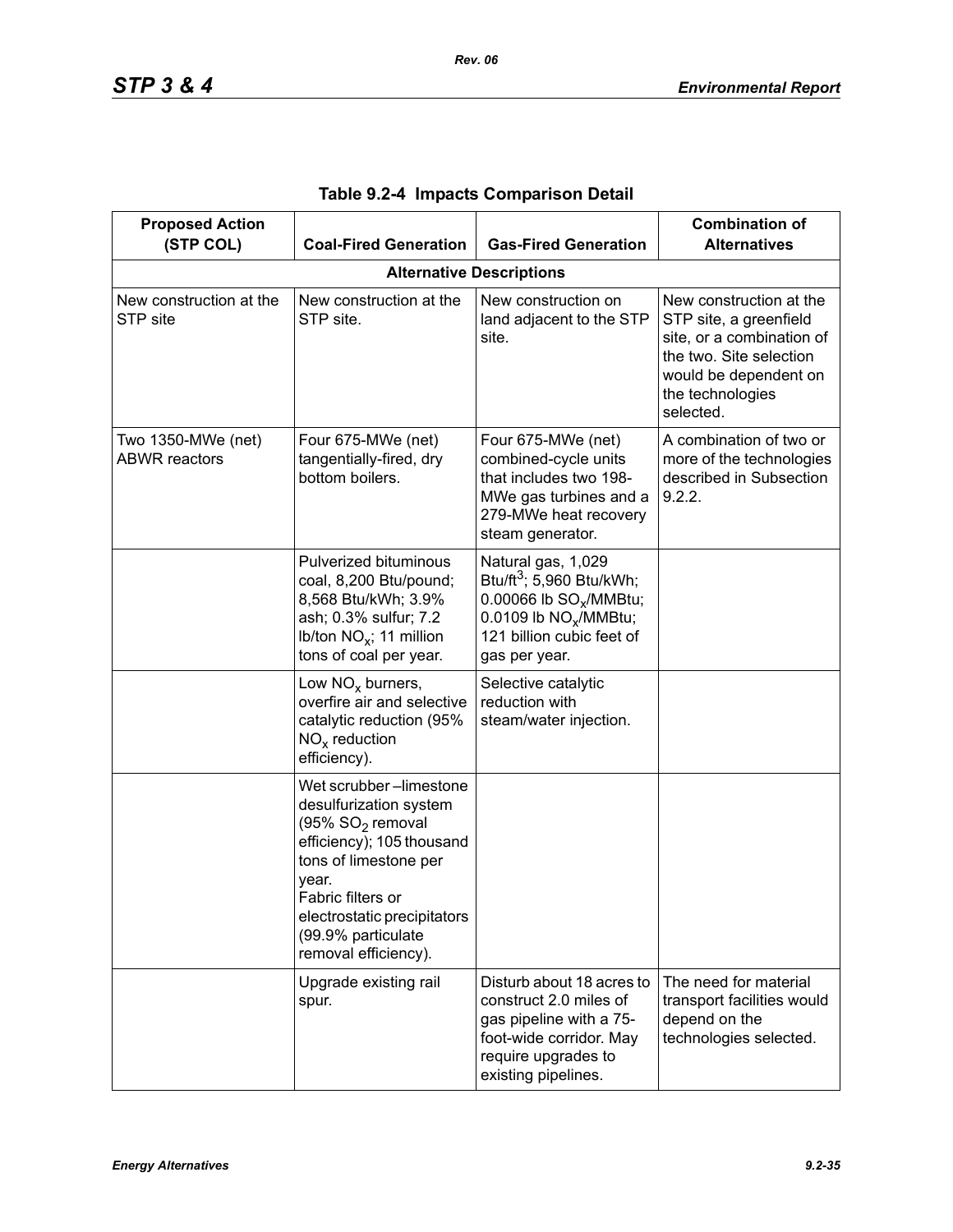**Table 9.2-4 Impacts Comparison Detail**

| Proposed Action (STP COL) | Coal-Fired Generation | Gas-Fired Generation | Combination of Alternatives |
|---|---|---|---|
| **Alternative Descriptions** | | | |
| New construction at the STP site | New construction at the STP site. | New construction on land adjacent to the STP site. | New construction at the STP site, a greenfield site, or a combination of the two. Site selection would be dependent on the technologies selected. |
| Two 1350-MWe (net) ABWR reactors | Four 675-MWe (net) tangentially-fired, dry bottom boilers. | Four 675-MWe (net) combined-cycle units that includes two 198-MWe gas turbines and a 279-MWe heat recovery steam generator. | A combination of two or more of the technologies described in Subsection 9.2.2. |
| | Pulverized bituminous coal, 8,200 Btu/pound; 8,568 Btu/kWh; 3.9% ash; 0.3% sulfur; 7.2 lb/ton $NO_x$; 11 million tons of coal per year. | Natural gas, 1,029 Btu/ft$^3$; 5,960 Btu/kWh; 0.00066 lb $SO_x$/MMBtu; 0.0109 lb $NO_x$/MMBtu; 121 billion cubic feet of gas per year. | |
| | Low $NO_x$ burners, overfire air and selective catalytic reduction (95% $NO_x$ reduction efficiency). | Selective catalytic reduction with steam/water injection. | |
| | Wet scrubber –limestone desulfurization system (95% $SO_2$ removal efficiency); 105 thousand tons of limestone per year. Fabric filters or electrostatic precipitators (99.9% particulate removal efficiency). | | |
| | Upgrade existing rail spur. | Disturb about 18 acres to construct 2.0 miles of gas pipeline with a 75-foot-wide corridor. May require upgrades to existing pipelines. | The need for material transport facilities would depend on the technologies selected. |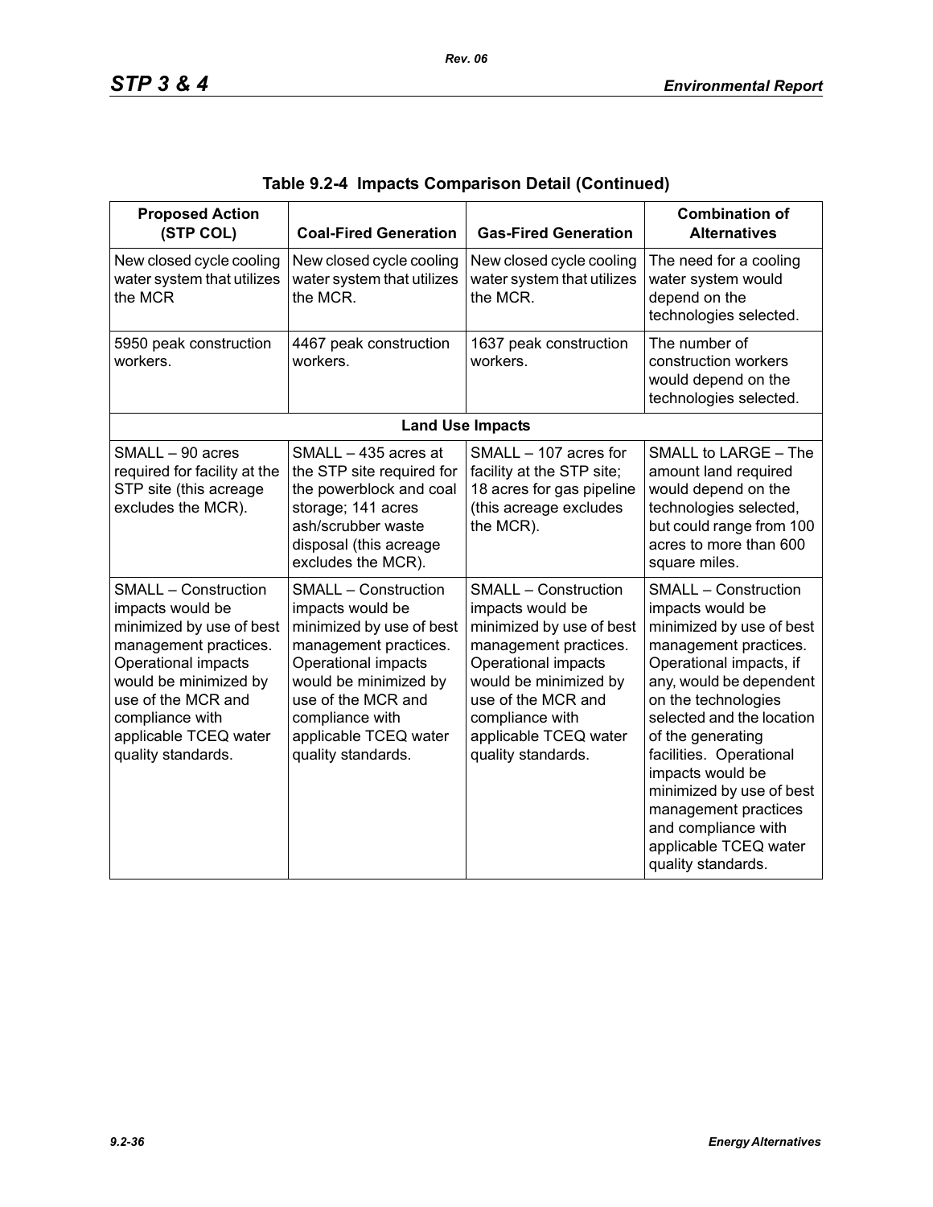**Table 9.2-4 Impacts Comparison Detail (Continued)**

| Proposed Action (STP COL) | Coal-Fired Generation | Gas-Fired Generation | Combination of Alternatives |
|---|---|---|---|
| New closed cycle cooling water system that utilizes the MCR | New closed cycle cooling water system that utilizes the MCR. | New closed cycle cooling water system that utilizes the MCR. | The need for a cooling water system would depend on the technologies selected. |
| 5950 peak construction workers. | 4467 peak construction workers. | 1637 peak construction workers. | The number of construction workers would depend on the technologies selected. |
| **Land Use Impacts** | | | |
| SMALL – 90 acres required for facility at the STP site (this acreage excludes the MCR). | SMALL – 435 acres at the STP site required for the powerblock and coal storage; 141 acres ash/scrubber waste disposal (this acreage excludes the MCR). | SMALL – 107 acres for facility at the STP site; 18 acres for gas pipeline (this acreage excludes the MCR). | SMALL to LARGE – The amount land required would depend on the technologies selected, but could range from 100 acres to more than 600 square miles. |
| SMALL – Construction impacts would be minimized by use of best management practices. Operational impacts would be minimized by use of the MCR and compliance with applicable TCEQ water quality standards. | SMALL – Construction impacts would be minimized by use of best management practices. Operational impacts would be minimized by use of the MCR and compliance with applicable TCEQ water quality standards. | SMALL – Construction impacts would be minimized by use of best management practices. Operational impacts would be minimized by use of the MCR and compliance with applicable TCEQ water quality standards. | SMALL – Construction impacts would be minimized by use of best management practices. Operational impacts, if any, would be dependent on the technologies selected and the location of the generating facilities. Operational impacts would be minimized by use of best management practices and compliance with applicable TCEQ water quality standards. |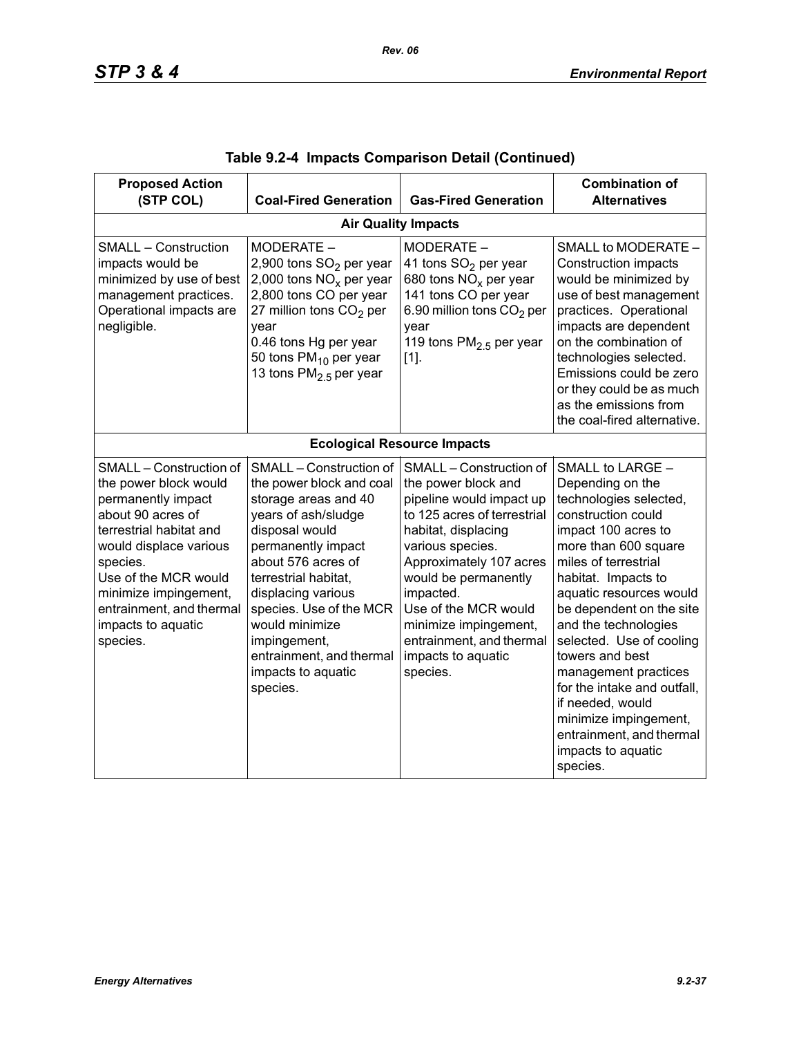**Table 9.2-4 Impacts Comparison Detail (Continued)**

| Proposed Action (STP COL) | Coal-Fired Generation | Gas-Fired Generation | Combination of Alternatives |
|---|---|---|---|
| **Air Quality Impacts** | | | |
| SMALL – Construction impacts would be minimized by use of best management practices. Operational impacts are negligible. | MODERATE – 2,900 tons $SO_2$ per year 2,000 tons $NO_x$ per year 2,800 tons CO per year 27 million tons $CO_2$ per year 0.46 tons Hg per year 50 tons $PM_{10}$ per year 13 tons $PM_{2.5}$ per year | MODERATE – 41 tons $SO_2$ per year 680 tons $NO_x$ per year 141 tons CO per year 6.90 million tons $CO_2$ per year 119 tons $PM_{2.5}$ per year [1]. | SMALL to MODERATE – Construction impacts would be minimized by use of best management practices. Operational impacts are dependent on the combination of technologies selected. Emissions could be zero or they could be as much as the emissions from the coal-fired alternative. |
| **Ecological Resource Impacts** | | | |
| SMALL – Construction of the power block would permanently impact about 90 acres of terrestrial habitat and would displace various species. Use of the MCR would minimize impingement, entrainment, and thermal impacts to aquatic species. | SMALL – Construction of the power block and coal storage areas and 40 years of ash/sludge disposal would permanently impact about 576 acres of terrestrial habitat, displacing various species. Use of the MCR would minimize impingement, entrainment, and thermal impacts to aquatic species. | SMALL – Construction of the power block and pipeline would impact up to 125 acres of terrestrial habitat, displacing various species. Approximately 107 acres would be permanently impacted. Use of the MCR would minimize impingement, entrainment, and thermal impacts to aquatic species. | SMALL to LARGE – Depending on the technologies selected, construction could impact 100 acres to more than 600 square miles of terrestrial habitat. Impacts to aquatic resources would be dependent on the site and the technologies selected. Use of cooling towers and best management practices for the intake and outfall, if needed, would minimize impingement, entrainment, and thermal impacts to aquatic species. |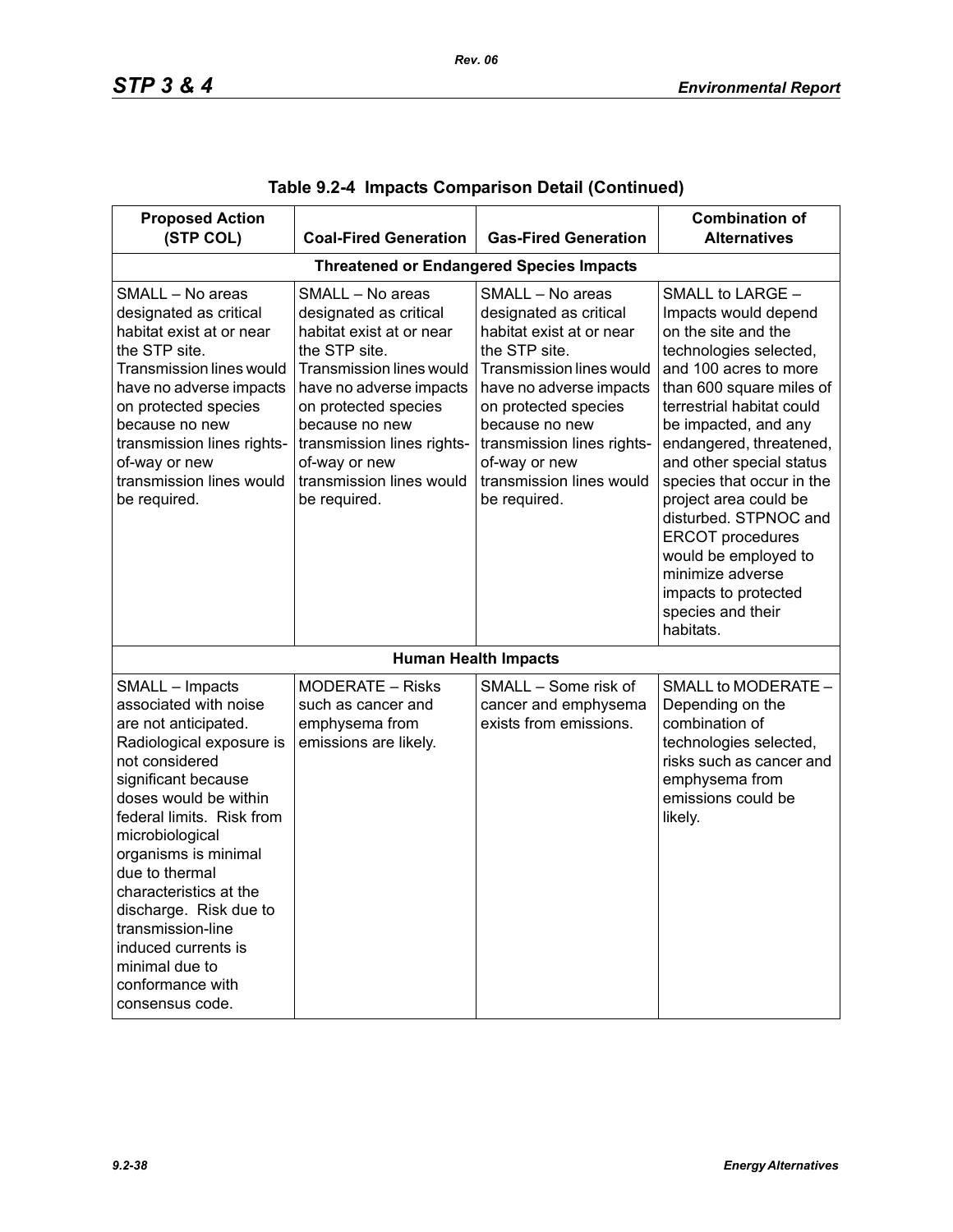**Table 9.2-4 Impacts Comparison Detail (Continued)**

| Proposed Action (STP COL) | Coal-Fired Generation | Gas-Fired Generation | Combination of Alternatives |
|---|---|---|---|
| **Threatened or Endangered Species Impacts** | | | |
| SMALL – No areas designated as critical habitat exist at or near the STP site. Transmission lines would have no adverse impacts on protected species because no new transmission lines rights-of-way or new transmission lines would be required. | SMALL – No areas designated as critical habitat exist at or near the STP site. Transmission lines would have no adverse impacts on protected species because no new transmission lines rights-of-way or new transmission lines would be required. | SMALL – No areas designated as critical habitat exist at or near the STP site. Transmission lines would have no adverse impacts on protected species because no new transmission lines rights-of-way or new transmission lines would be required. | SMALL to LARGE – Impacts would depend on the site and the technologies selected, and 100 acres to more than 600 square miles of terrestrial habitat could be impacted, and any endangered, threatened, and other special status species that occur in the project area could be disturbed. STPNOC and ERCOT procedures would be employed to minimize adverse impacts to protected species and their habitats. |
| **Human Health Impacts** | | | |
| SMALL – Impacts associated with noise are not anticipated. Radiological exposure is not considered significant because doses would be within federal limits. Risk from microbiological organisms is minimal due to thermal characteristics at the discharge. Risk due to transmission-line induced currents is minimal due to conformance with consensus code. | MODERATE – Risks such as cancer and emphysema from emissions are likely. | SMALL – Some risk of cancer and emphysema exists from emissions. | SMALL to MODERATE – Depending on the combination of technologies selected, risks such as cancer and emphysema from emissions could be likely. |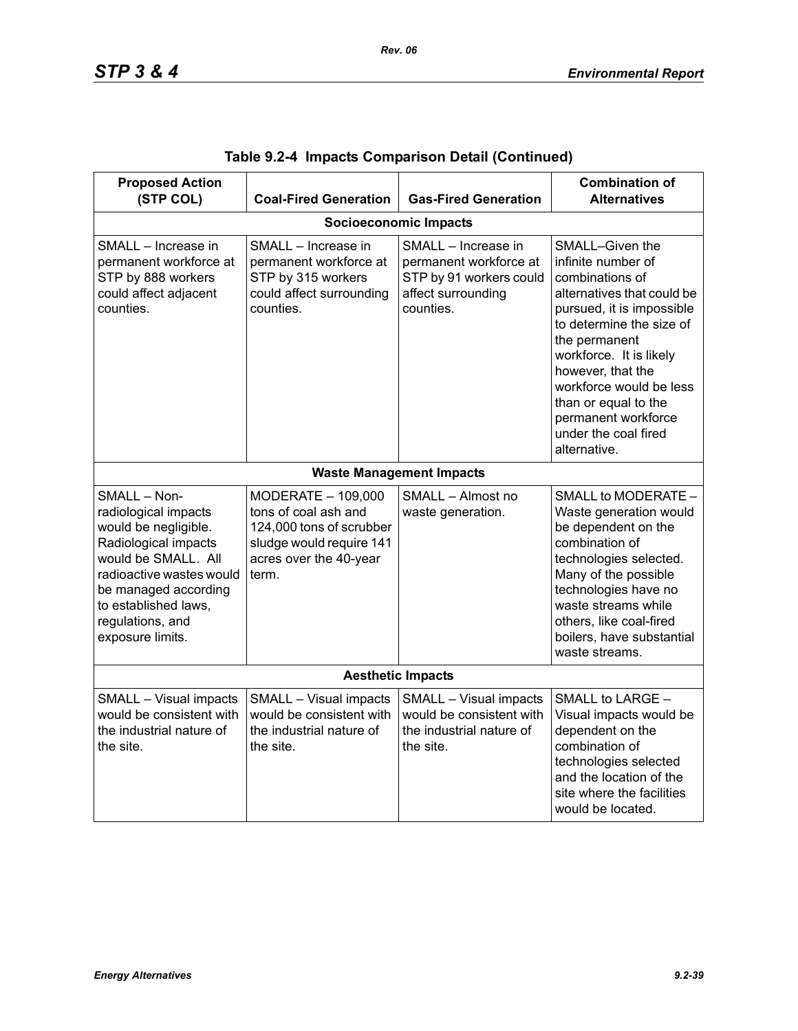**Table 9.2-4 Impacts Comparison Detail (Continued)**

| Proposed Action (STP COL) | Coal-Fired Generation | Gas-Fired Generation | Combination of Alternatives |
|---|---|---|---|
| **Socioeconomic Impacts** | | | |
| SMALL – Increase in permanent workforce at STP by 888 workers could affect adjacent counties. | SMALL – Increase in permanent workforce at STP by 315 workers could affect surrounding counties. | SMALL – Increase in permanent workforce at STP by 91 workers could affect surrounding counties. | SMALL–Given the infinite number of combinations of alternatives that could be pursued, it is impossible to determine the size of the permanent workforce. It is likely however, that the workforce would be less than or equal to the permanent workforce under the coal fired alternative. |
| **Waste Management Impacts** | | | |
| SMALL – Non-radiological impacts would be negligible. Radiological impacts would be SMALL. All radioactive wastes would be managed according to established laws, regulations, and exposure limits. | MODERATE – 109,000 tons of coal ash and 124,000 tons of scrubber sludge would require 141 acres over the 40-year term. | SMALL – Almost no waste generation. | SMALL to MODERATE – Waste generation would be dependent on the combination of technologies selected. Many of the possible technologies have no waste streams while others, like coal-fired boilers, have substantial waste streams. |
| **Aesthetic Impacts** | | | |
| SMALL – Visual impacts would be consistent with the industrial nature of the site. | SMALL – Visual impacts would be consistent with the industrial nature of the site. | SMALL – Visual impacts would be consistent with the industrial nature of the site. | SMALL to LARGE – Visual impacts would be dependent on the combination of technologies selected and the location of the site where the facilities would be located. |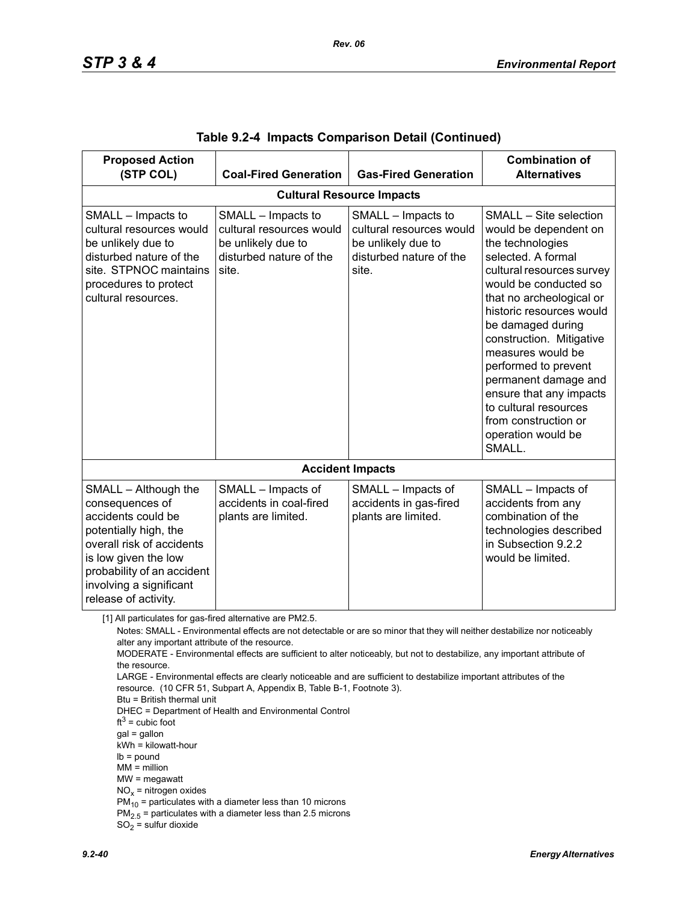**Table 9.2-4 Impacts Comparison Detail (Continued)**

| Proposed Action (STP COL) | Coal-Fired Generation | Gas-Fired Generation | Combination of Alternatives |
|---|---|---|---|
| **Cultural Resource Impacts** | | | |
| SMALL – Impacts to cultural resources would be unlikely due to disturbed nature of the site. STPNOC maintains procedures to protect cultural resources. | SMALL – Impacts to cultural resources would be unlikely due to disturbed nature of the site. | SMALL – Impacts to cultural resources would be unlikely due to disturbed nature of the site. | SMALL – Site selection would be dependent on the technologies selected. A formal cultural resources survey would be conducted so that no archeological or historic resources would be damaged during construction. Mitigative measures would be performed to prevent permanent damage and ensure that any impacts to cultural resources from construction or operation would be SMALL. |
| **Accident Impacts** | | | |
| SMALL – Although the consequences of accidents could be potentially high, the overall risk of accidents is low given the low probability of an accident involving a significant release of activity. | SMALL – Impacts of accidents in coal-fired plants are limited. | SMALL – Impacts of accidents in gas-fired plants are limited. | SMALL – Impacts of accidents from any combination of the technologies described in Subsection 9.2.2 would be limited. |

[1] All particulates for gas-fired alternative are PM2.5.

Notes: SMALL - Environmental effects are not detectable or are so minor that they will neither destabilize nor noticeably alter any important attribute of the resource.

MODERATE - Environmental effects are sufficient to alter noticeably, but not to destabilize, any important attribute of the resource.

LARGE - Environmental effects are clearly noticeable and are sufficient to destabilize important attributes of the resource. (10 CFR 51, Subpart A, Appendix B, Table B-1, Footnote 3).

Btu = British thermal unit

DHEC = Department of Health and Environmental Control

$ft^3$ = cubic foot

gal = gallon

kWh = kilowatt-hour

lb = pound

MM = million

MW = megawatt

$NO_x$ = nitrogen oxides

$PM_{10}$ = particulates with a diameter less than 10 microns

$PM_{2.5}$ = particulates with a diameter less than 2.5 microns

$SO_2$ = sulfur dioxide